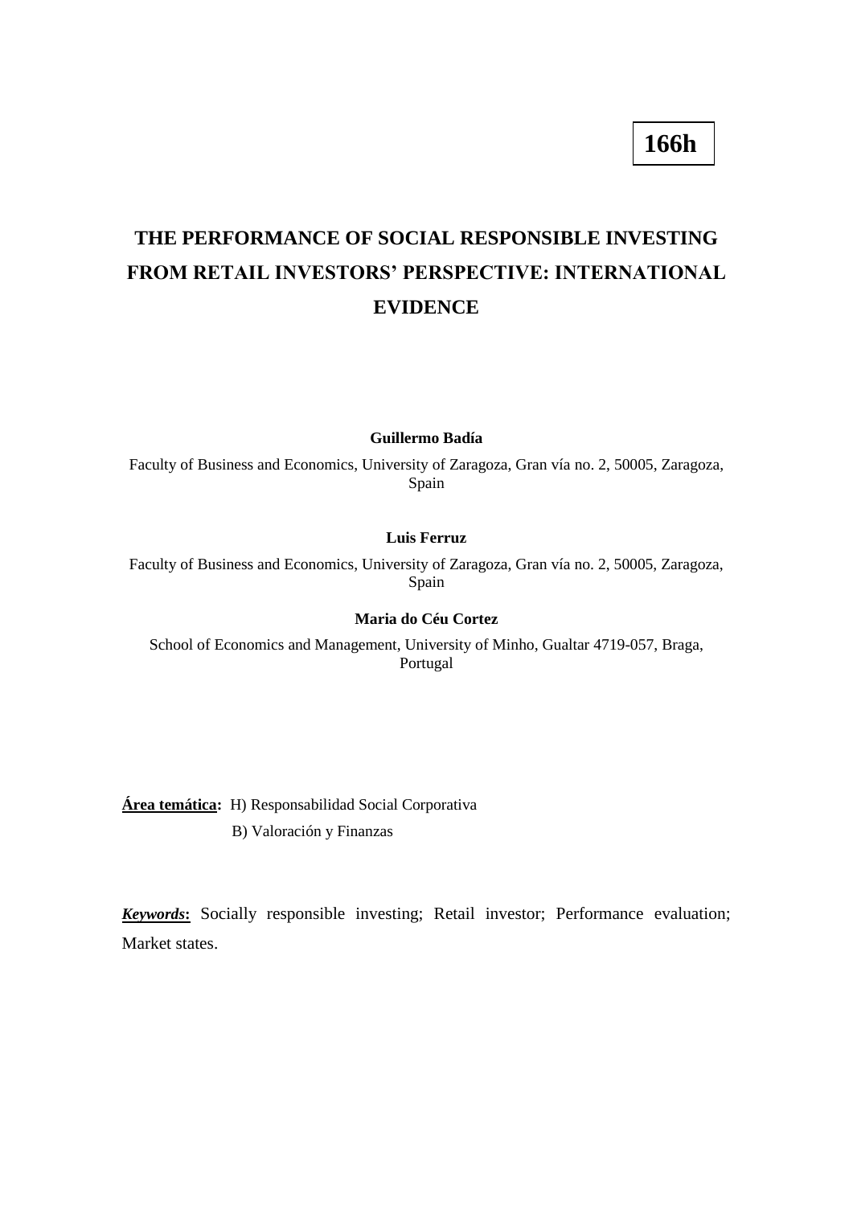**166h**

# THE PERFORMANCE OF SOCIAL RESPONSIBLE INVESTING FROM RETAIL INVESTORS' PERSPECTIVE: INTERNATIONAL EVIDENCE

**Guillermo Badía**

Faculty of Business and Economics, University of Zaragoza, Gran vía no. 2, 50005, Zaragoza, Spain

**Luis Ferruz**

Faculty of Business and Economics, University of Zaragoza, Gran vía no. 2, 50005, Zaragoza, Spain

**Maria do Céu Cortez**

School of Economics and Management, University of Minho, Gualtar 4719-057, Braga, Portugal

**Área temática:** H) Responsabilidad Social Corporativa

B) Valoración y Finanzas

***Keywords*:** Socially responsible investing; Retail investor; Performance evaluation; Market states.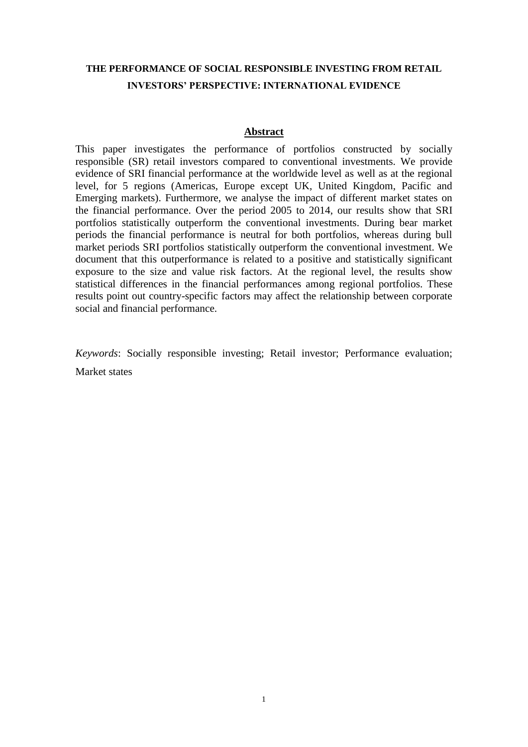# THE PERFORMANCE OF SOCIAL RESPONSIBLE INVESTING FROM RETAIL INVESTORS' PERSPECTIVE: INTERNATIONAL EVIDENCE

## Abstract

This paper investigates the performance of portfolios constructed by socially responsible (SR) retail investors compared to conventional investments. We provide evidence of SRI financial performance at the worldwide level as well as at the regional level, for 5 regions (Americas, Europe except UK, United Kingdom, Pacific and Emerging markets). Furthermore, we analyse the impact of different market states on the financial performance. Over the period 2005 to 2014, our results show that SRI portfolios statistically outperform the conventional investments. During bear market periods the financial performance is neutral for both portfolios, whereas during bull market periods SRI portfolios statistically outperform the conventional investment. We document that this outperformance is related to a positive and statistically significant exposure to the size and value risk factors. At the regional level, the results show statistical differences in the financial performances among regional portfolios. These results point out country-specific factors may affect the relationship between corporate social and financial performance.

*Keywords*: Socially responsible investing; Retail investor; Performance evaluation; Market states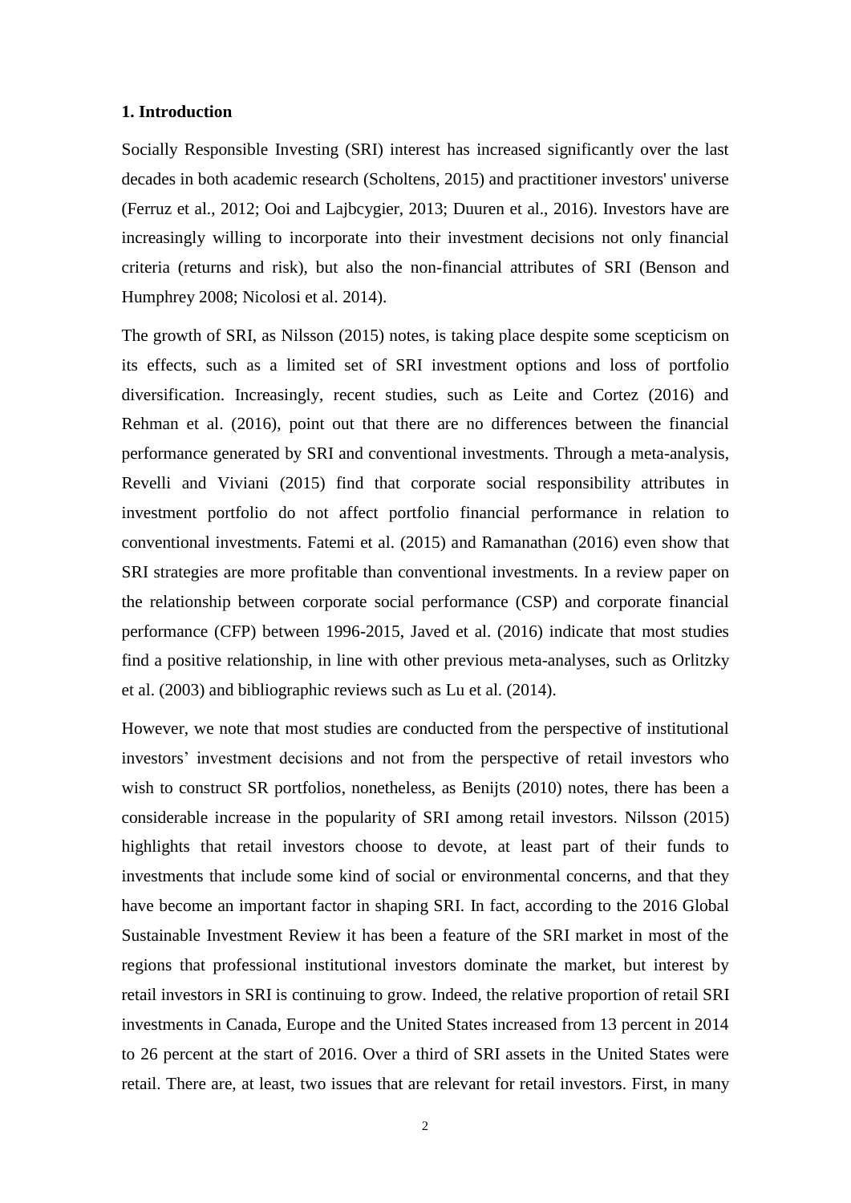## 1. Introduction

Socially Responsible Investing (SRI) interest has increased significantly over the last decades in both academic research (Scholtens, 2015) and practitioner investors' universe (Ferruz et al., 2012; Ooi and Lajbcygier, 2013; Duuren et al., 2016). Investors have are increasingly willing to incorporate into their investment decisions not only financial criteria (returns and risk), but also the non-financial attributes of SRI (Benson and Humphrey 2008; Nicolosi et al. 2014).

The growth of SRI, as Nilsson (2015) notes, is taking place despite some scepticism on its effects, such as a limited set of SRI investment options and loss of portfolio diversification. Increasingly, recent studies, such as Leite and Cortez (2016) and Rehman et al. (2016), point out that there are no differences between the financial performance generated by SRI and conventional investments. Through a meta-analysis, Revelli and Viviani (2015) find that corporate social responsibility attributes in investment portfolio do not affect portfolio financial performance in relation to conventional investments. Fatemi et al. (2015) and Ramanathan (2016) even show that SRI strategies are more profitable than conventional investments. In a review paper on the relationship between corporate social performance (CSP) and corporate financial performance (CFP) between 1996-2015, Javed et al. (2016) indicate that most studies find a positive relationship, in line with other previous meta-analyses, such as Orlitzky et al. (2003) and bibliographic reviews such as Lu et al. (2014).

However, we note that most studies are conducted from the perspective of institutional investors' investment decisions and not from the perspective of retail investors who wish to construct SR portfolios, nonetheless, as Benijts (2010) notes, there has been a considerable increase in the popularity of SRI among retail investors. Nilsson (2015) highlights that retail investors choose to devote, at least part of their funds to investments that include some kind of social or environmental concerns, and that they have become an important factor in shaping SRI. In fact, according to the 2016 Global Sustainable Investment Review it has been a feature of the SRI market in most of the regions that professional institutional investors dominate the market, but interest by retail investors in SRI is continuing to grow. Indeed, the relative proportion of retail SRI investments in Canada, Europe and the United States increased from 13 percent in 2014 to 26 percent at the start of 2016. Over a third of SRI assets in the United States were retail. There are, at least, two issues that are relevant for retail investors. First, in many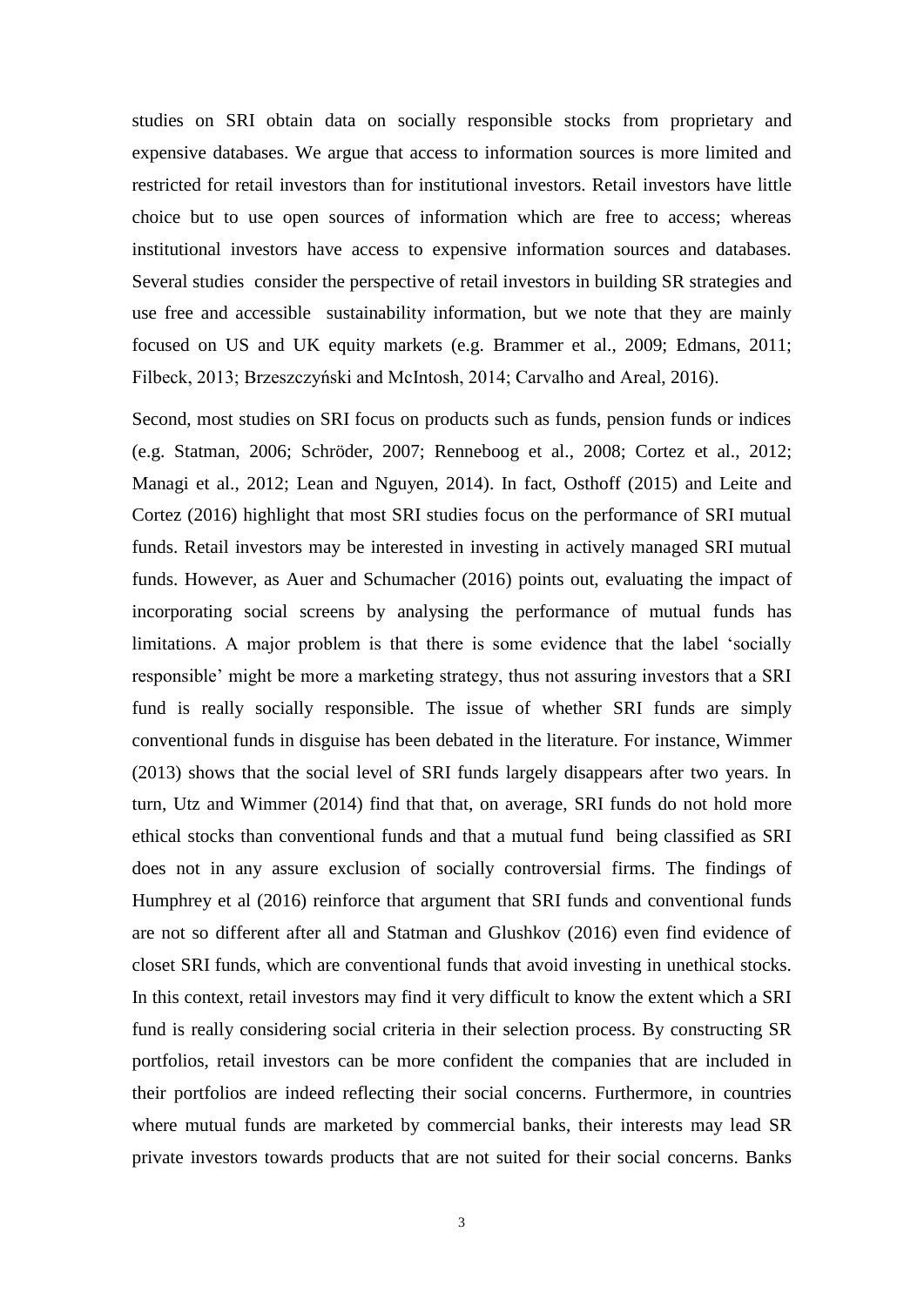studies on SRI obtain data on socially responsible stocks from proprietary and expensive databases. We argue that access to information sources is more limited and restricted for retail investors than for institutional investors. Retail investors have little choice but to use open sources of information which are free to access; whereas institutional investors have access to expensive information sources and databases. Several studies consider the perspective of retail investors in building SR strategies and use free and accessible sustainability information, but we note that they are mainly focused on US and UK equity markets (e.g. Brammer et al., 2009; Edmans, 2011; Filbeck, 2013; Brzeszczyński and McIntosh, 2014; Carvalho and Areal, 2016).

Second, most studies on SRI focus on products such as funds, pension funds or indices (e.g. Statman, 2006; Schröder, 2007; Renneboog et al., 2008; Cortez et al., 2012; Managi et al., 2012; Lean and Nguyen, 2014). In fact, Osthoff (2015) and Leite and Cortez (2016) highlight that most SRI studies focus on the performance of SRI mutual funds. Retail investors may be interested in investing in actively managed SRI mutual funds. However, as Auer and Schumacher (2016) points out, evaluating the impact of incorporating social screens by analysing the performance of mutual funds has limitations. A major problem is that there is some evidence that the label 'socially responsible' might be more a marketing strategy, thus not assuring investors that a SRI fund is really socially responsible. The issue of whether SRI funds are simply conventional funds in disguise has been debated in the literature. For instance, Wimmer (2013) shows that the social level of SRI funds largely disappears after two years. In turn, Utz and Wimmer (2014) find that that, on average, SRI funds do not hold more ethical stocks than conventional funds and that a mutual fund being classified as SRI does not in any assure exclusion of socially controversial firms. The findings of Humphrey et al (2016) reinforce that argument that SRI funds and conventional funds are not so different after all and Statman and Glushkov (2016) even find evidence of closet SRI funds, which are conventional funds that avoid investing in unethical stocks. In this context, retail investors may find it very difficult to know the extent which a SRI fund is really considering social criteria in their selection process. By constructing SR portfolios, retail investors can be more confident the companies that are included in their portfolios are indeed reflecting their social concerns. Furthermore, in countries where mutual funds are marketed by commercial banks, their interests may lead SR private investors towards products that are not suited for their social concerns. Banks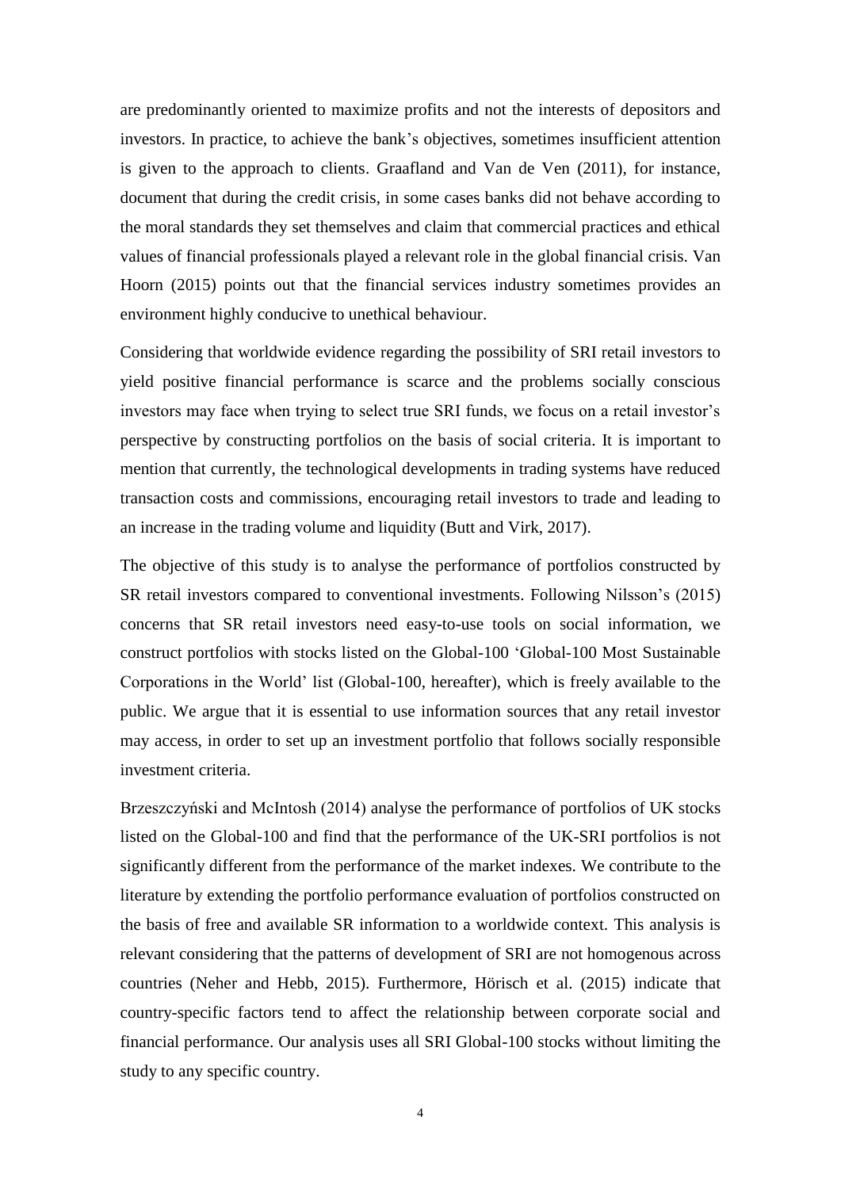are predominantly oriented to maximize profits and not the interests of depositors and investors. In practice, to achieve the bank's objectives, sometimes insufficient attention is given to the approach to clients. Graafland and Van de Ven (2011), for instance, document that during the credit crisis, in some cases banks did not behave according to the moral standards they set themselves and claim that commercial practices and ethical values of financial professionals played a relevant role in the global financial crisis. Van Hoorn (2015) points out that the financial services industry sometimes provides an environment highly conducive to unethical behaviour.

Considering that worldwide evidence regarding the possibility of SRI retail investors to yield positive financial performance is scarce and the problems socially conscious investors may face when trying to select true SRI funds, we focus on a retail investor's perspective by constructing portfolios on the basis of social criteria. It is important to mention that currently, the technological developments in trading systems have reduced transaction costs and commissions, encouraging retail investors to trade and leading to an increase in the trading volume and liquidity (Butt and Virk, 2017).

The objective of this study is to analyse the performance of portfolios constructed by SR retail investors compared to conventional investments. Following Nilsson's (2015) concerns that SR retail investors need easy-to-use tools on social information, we construct portfolios with stocks listed on the Global-100 'Global-100 Most Sustainable Corporations in the World' list (Global-100, hereafter), which is freely available to the public. We argue that it is essential to use information sources that any retail investor may access, in order to set up an investment portfolio that follows socially responsible investment criteria.

Brzeszczyński and McIntosh (2014) analyse the performance of portfolios of UK stocks listed on the Global-100 and find that the performance of the UK-SRI portfolios is not significantly different from the performance of the market indexes. We contribute to the literature by extending the portfolio performance evaluation of portfolios constructed on the basis of free and available SR information to a worldwide context. This analysis is relevant considering that the patterns of development of SRI are not homogenous across countries (Neher and Hebb, 2015). Furthermore, Hörisch et al. (2015) indicate that country-specific factors tend to affect the relationship between corporate social and financial performance. Our analysis uses all SRI Global-100 stocks without limiting the study to any specific country.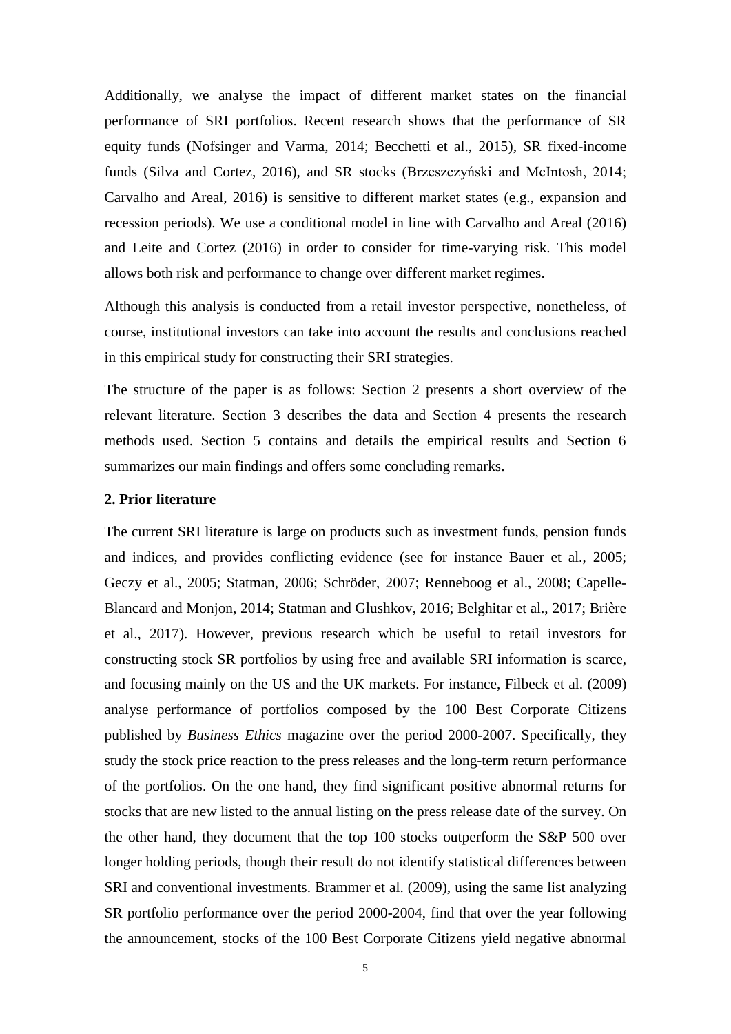Additionally, we analyse the impact of different market states on the financial performance of SRI portfolios. Recent research shows that the performance of SR equity funds (Nofsinger and Varma, 2014; Becchetti et al., 2015), SR fixed-income funds (Silva and Cortez, 2016), and SR stocks (Brzeszczyński and McIntosh, 2014; Carvalho and Areal, 2016) is sensitive to different market states (e.g., expansion and recession periods). We use a conditional model in line with Carvalho and Areal (2016) and Leite and Cortez (2016) in order to consider for time-varying risk. This model allows both risk and performance to change over different market regimes.

Although this analysis is conducted from a retail investor perspective, nonetheless, of course, institutional investors can take into account the results and conclusions reached in this empirical study for constructing their SRI strategies.

The structure of the paper is as follows: Section 2 presents a short overview of the relevant literature. Section 3 describes the data and Section 4 presents the research methods used. Section 5 contains and details the empirical results and Section 6 summarizes our main findings and offers some concluding remarks.

## 2. Prior literature

The current SRI literature is large on products such as investment funds, pension funds and indices, and provides conflicting evidence (see for instance Bauer et al., 2005; Geczy et al., 2005; Statman, 2006; Schröder, 2007; Renneboog et al., 2008; Capelle-Blancard and Monjon, 2014; Statman and Glushkov, 2016; Belghitar et al., 2017; Brière et al., 2017). However, previous research which be useful to retail investors for constructing stock SR portfolios by using free and available SRI information is scarce, and focusing mainly on the US and the UK markets. For instance, Filbeck et al. (2009) analyse performance of portfolios composed by the 100 Best Corporate Citizens published by *Business Ethics* magazine over the period 2000-2007. Specifically, they study the stock price reaction to the press releases and the long-term return performance of the portfolios. On the one hand, they find significant positive abnormal returns for stocks that are new listed to the annual listing on the press release date of the survey. On the other hand, they document that the top 100 stocks outperform the S&P 500 over longer holding periods, though their result do not identify statistical differences between SRI and conventional investments. Brammer et al. (2009), using the same list analyzing SR portfolio performance over the period 2000-2004, find that over the year following the announcement, stocks of the 100 Best Corporate Citizens yield negative abnormal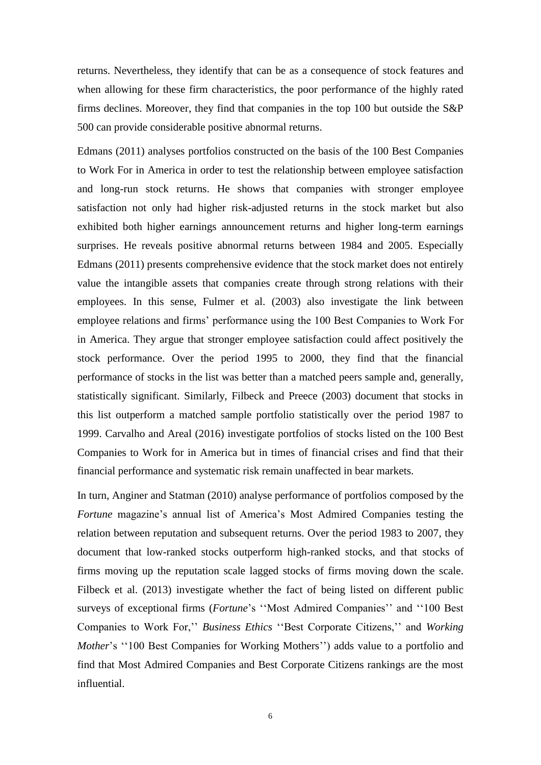returns. Nevertheless, they identify that can be as a consequence of stock features and when allowing for these firm characteristics, the poor performance of the highly rated firms declines. Moreover, they find that companies in the top 100 but outside the S&P 500 can provide considerable positive abnormal returns.

Edmans (2011) analyses portfolios constructed on the basis of the 100 Best Companies to Work For in America in order to test the relationship between employee satisfaction and long-run stock returns. He shows that companies with stronger employee satisfaction not only had higher risk-adjusted returns in the stock market but also exhibited both higher earnings announcement returns and higher long-term earnings surprises. He reveals positive abnormal returns between 1984 and 2005. Especially Edmans (2011) presents comprehensive evidence that the stock market does not entirely value the intangible assets that companies create through strong relations with their employees. In this sense, Fulmer et al. (2003) also investigate the link between employee relations and firms' performance using the 100 Best Companies to Work For in America. They argue that stronger employee satisfaction could affect positively the stock performance. Over the period 1995 to 2000, they find that the financial performance of stocks in the list was better than a matched peers sample and, generally, statistically significant. Similarly, Filbeck and Preece (2003) document that stocks in this list outperform a matched sample portfolio statistically over the period 1987 to 1999. Carvalho and Areal (2016) investigate portfolios of stocks listed on the 100 Best Companies to Work for in America but in times of financial crises and find that their financial performance and systematic risk remain unaffected in bear markets.

In turn, Anginer and Statman (2010) analyse performance of portfolios composed by the *Fortune* magazine's annual list of America's Most Admired Companies testing the relation between reputation and subsequent returns. Over the period 1983 to 2007, they document that low-ranked stocks outperform high-ranked stocks, and that stocks of firms moving up the reputation scale lagged stocks of firms moving down the scale. Filbeck et al. (2013) investigate whether the fact of being listed on different public surveys of exceptional firms (*Fortune*'s ''Most Admired Companies'' and ''100 Best Companies to Work For,'' *Business Ethics* ''Best Corporate Citizens,'' and *Working Mother*'s ''100 Best Companies for Working Mothers'') adds value to a portfolio and find that Most Admired Companies and Best Corporate Citizens rankings are the most influential.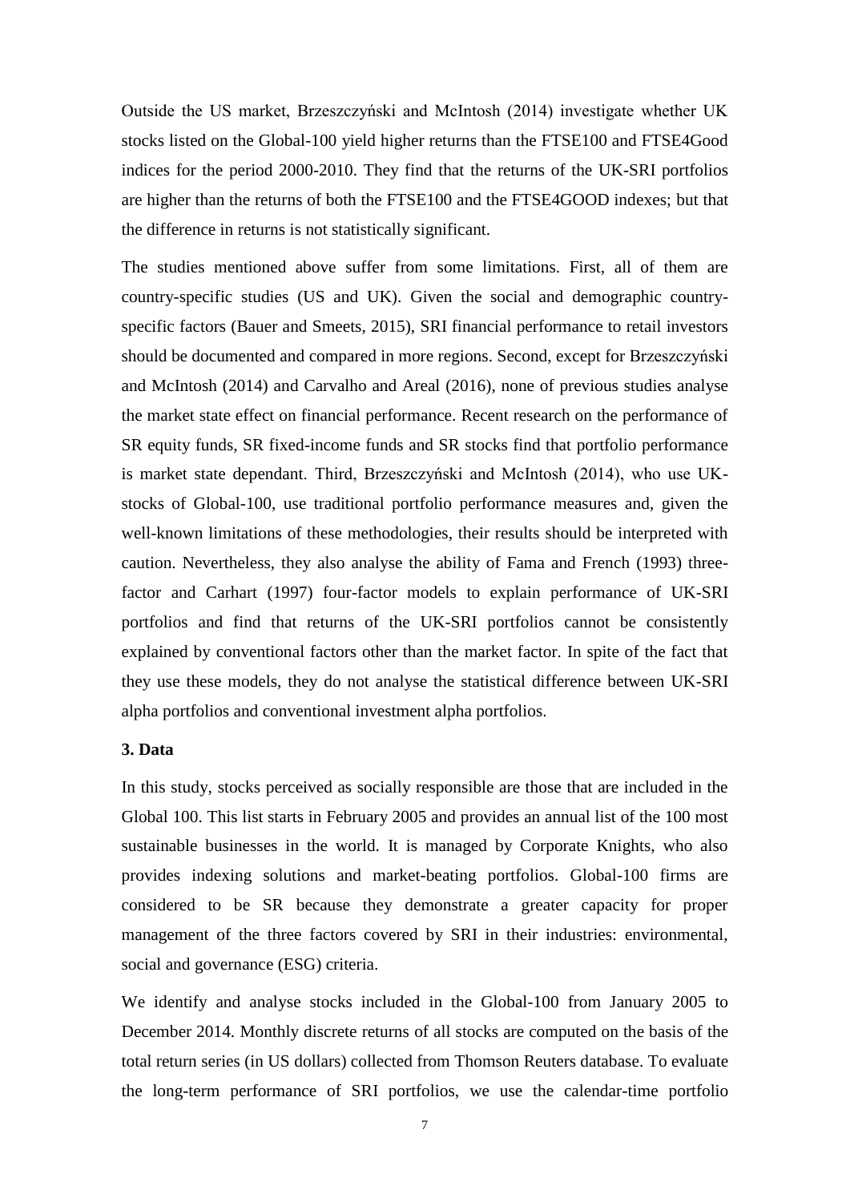Outside the US market, Brzeszczyński and McIntosh (2014) investigate whether UK stocks listed on the Global-100 yield higher returns than the FTSE100 and FTSE4Good indices for the period 2000-2010. They find that the returns of the UK-SRI portfolios are higher than the returns of both the FTSE100 and the FTSE4GOOD indexes; but that the difference in returns is not statistically significant.

The studies mentioned above suffer from some limitations. First, all of them are country-specific studies (US and UK). Given the social and demographic country-specific factors (Bauer and Smeets, 2015), SRI financial performance to retail investors should be documented and compared in more regions. Second, except for Brzeszczyński and McIntosh (2014) and Carvalho and Areal (2016), none of previous studies analyse the market state effect on financial performance. Recent research on the performance of SR equity funds, SR fixed-income funds and SR stocks find that portfolio performance is market state dependant. Third, Brzeszczyński and McIntosh (2014), who use UK-stocks of Global-100, use traditional portfolio performance measures and, given the well-known limitations of these methodologies, their results should be interpreted with caution. Nevertheless, they also analyse the ability of Fama and French (1993) three-factor and Carhart (1997) four-factor models to explain performance of UK-SRI portfolios and find that returns of the UK-SRI portfolios cannot be consistently explained by conventional factors other than the market factor. In spite of the fact that they use these models, they do not analyse the statistical difference between UK-SRI alpha portfolios and conventional investment alpha portfolios.

## 3. Data

In this study, stocks perceived as socially responsible are those that are included in the Global 100. This list starts in February 2005 and provides an annual list of the 100 most sustainable businesses in the world. It is managed by Corporate Knights, who also provides indexing solutions and market-beating portfolios. Global-100 firms are considered to be SR because they demonstrate a greater capacity for proper management of the three factors covered by SRI in their industries: environmental, social and governance (ESG) criteria.

We identify and analyse stocks included in the Global-100 from January 2005 to December 2014. Monthly discrete returns of all stocks are computed on the basis of the total return series (in US dollars) collected from Thomson Reuters database. To evaluate the long-term performance of SRI portfolios, we use the calendar-time portfolio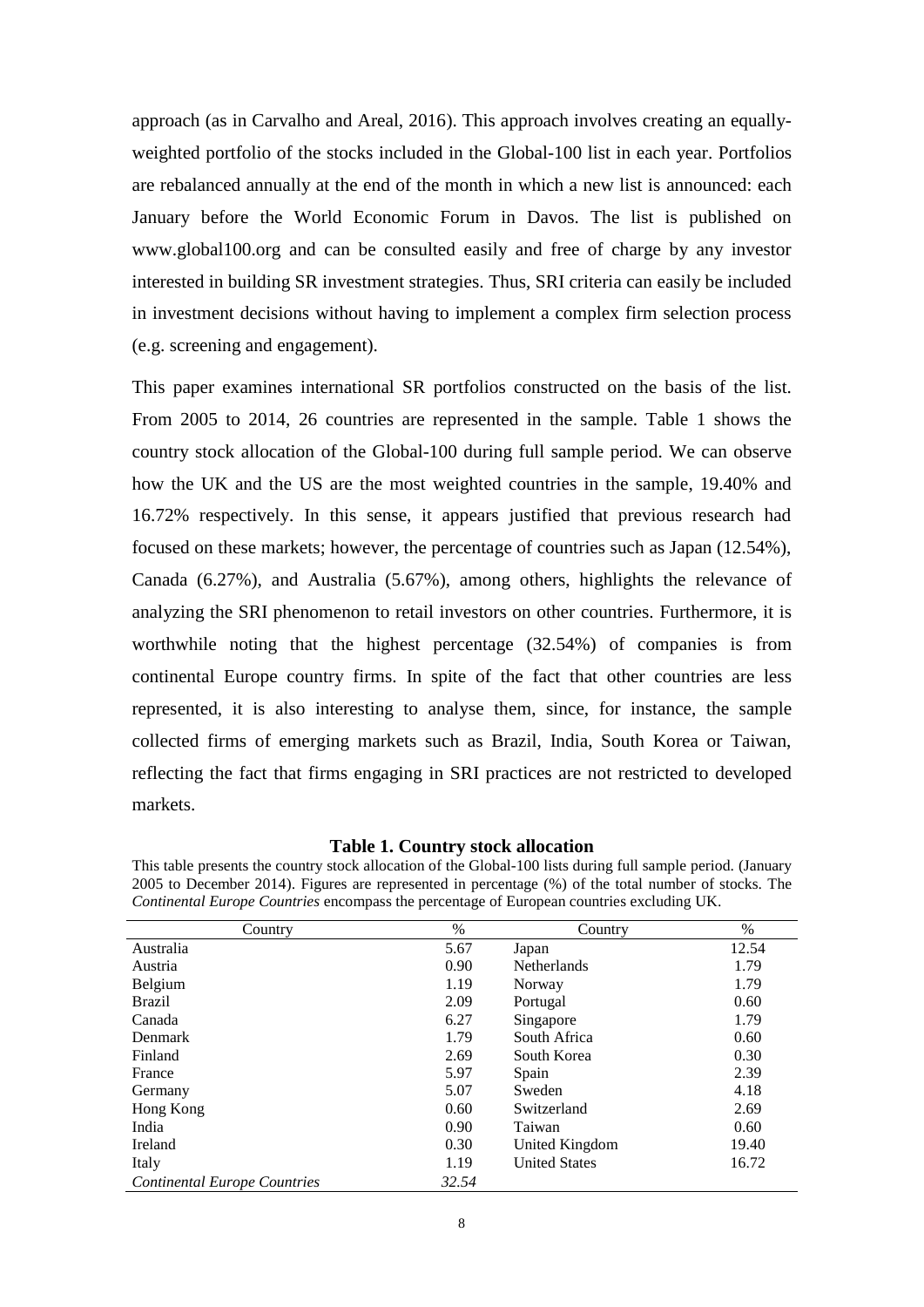approach (as in Carvalho and Areal, 2016). This approach involves creating an equally-weighted portfolio of the stocks included in the Global-100 list in each year. Portfolios are rebalanced annually at the end of the month in which a new list is announced: each January before the World Economic Forum in Davos. The list is published on www.global100.org and can be consulted easily and free of charge by any investor interested in building SR investment strategies. Thus, SRI criteria can easily be included in investment decisions without having to implement a complex firm selection process (e.g. screening and engagement).

This paper examines international SR portfolios constructed on the basis of the list. From 2005 to 2014, 26 countries are represented in the sample. Table 1 shows the country stock allocation of the Global-100 during full sample period. We can observe how the UK and the US are the most weighted countries in the sample, 19.40% and 16.72% respectively. In this sense, it appears justified that previous research had focused on these markets; however, the percentage of countries such as Japan (12.54%), Canada (6.27%), and Australia (5.67%), among others, highlights the relevance of analyzing the SRI phenomenon to retail investors on other countries. Furthermore, it is worthwhile noting that the highest percentage (32.54%) of companies is from continental Europe country firms. In spite of the fact that other countries are less represented, it is also interesting to analyse them, since, for instance, the sample collected firms of emerging markets such as Brazil, India, South Korea or Taiwan, reflecting the fact that firms engaging in SRI practices are not restricted to developed markets.

**Table 1. Country stock allocation**

This table presents the country stock allocation of the Global-100 lists during full sample period. (January 2005 to December 2014). Figures are represented in percentage (%) of the total number of stocks. The *Continental Europe Countries* encompass the percentage of European countries excluding UK.

| Country | % | Country | % |
|---|---|---|---|
| Australia | 5.67 | Japan | 12.54 |
| Austria | 0.90 | Netherlands | 1.79 |
| Belgium | 1.19 | Norway | 1.79 |
| Brazil | 2.09 | Portugal | 0.60 |
| Canada | 6.27 | Singapore | 1.79 |
| Denmark | 1.79 | South Africa | 0.60 |
| Finland | 2.69 | South Korea | 0.30 |
| France | 5.97 | Spain | 2.39 |
| Germany | 5.07 | Sweden | 4.18 |
| Hong Kong | 0.60 | Switzerland | 2.69 |
| India | 0.90 | Taiwan | 0.60 |
| Ireland | 0.30 | United Kingdom | 19.40 |
| Italy | 1.19 | United States | 16.72 |
| *Continental Europe Countries* | *32.54* | | |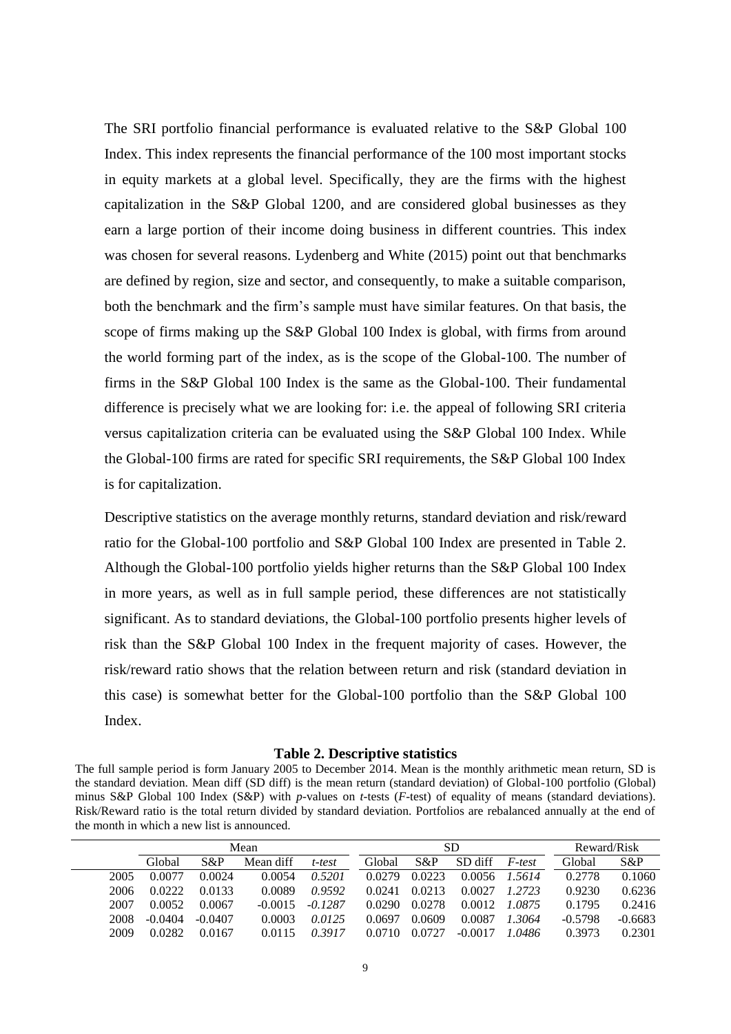The SRI portfolio financial performance is evaluated relative to the S&P Global 100 Index. This index represents the financial performance of the 100 most important stocks in equity markets at a global level. Specifically, they are the firms with the highest capitalization in the S&P Global 1200, and are considered global businesses as they earn a large portion of their income doing business in different countries. This index was chosen for several reasons. Lydenberg and White (2015) point out that benchmarks are defined by region, size and sector, and consequently, to make a suitable comparison, both the benchmark and the firm's sample must have similar features. On that basis, the scope of firms making up the S&P Global 100 Index is global, with firms from around the world forming part of the index, as is the scope of the Global-100. The number of firms in the S&P Global 100 Index is the same as the Global-100. Their fundamental difference is precisely what we are looking for: i.e. the appeal of following SRI criteria versus capitalization criteria can be evaluated using the S&P Global 100 Index. While the Global-100 firms are rated for specific SRI requirements, the S&P Global 100 Index is for capitalization.

Descriptive statistics on the average monthly returns, standard deviation and risk/reward ratio for the Global-100 portfolio and S&P Global 100 Index are presented in Table 2. Although the Global-100 portfolio yields higher returns than the S&P Global 100 Index in more years, as well as in full sample period, these differences are not statistically significant. As to standard deviations, the Global-100 portfolio presents higher levels of risk than the S&P Global 100 Index in the frequent majority of cases. However, the risk/reward ratio shows that the relation between return and risk (standard deviation in this case) is somewhat better for the Global-100 portfolio than the S&P Global 100 Index.

**Table 2. Descriptive statistics**

The full sample period is form January 2005 to December 2014. Mean is the monthly arithmetic mean return, SD is the standard deviation. Mean diff (SD diff) is the mean return (standard deviation) of Global-100 portfolio (Global) minus S&P Global 100 Index (S&P) with *p*-values on *t*-tests (*F*-test) of equality of means (standard deviations). Risk/Reward ratio is the total return divided by standard deviation. Portfolios are rebalanced annually at the end of the month in which a new list is announced.

| | Mean | | | | SD | | | | Reward/Risk | |
|---|---|---|---|---|---|---|---|---|---|---|
| | Global | S&P | Mean diff | *t-test* | Global | S&P | SD diff | *F-test* | Global | S&P |
| 2005 | 0.0077 | 0.0024 | 0.0054 | *0.5201* | 0.0279 | 0.0223 | 0.0056 | *1.5614* | 0.2778 | 0.1060 |
| 2006 | 0.0222 | 0.0133 | 0.0089 | *0.9592* | 0.0241 | 0.0213 | 0.0027 | *1.2723* | 0.9230 | 0.6236 |
| 2007 | 0.0052 | 0.0067 | -0.0015 | *-0.1287* | 0.0290 | 0.0278 | 0.0012 | *1.0875* | 0.1795 | 0.2416 |
| 2008 | -0.0404 | -0.0407 | 0.0003 | *0.0125* | 0.0697 | 0.0609 | 0.0087 | *1.3064* | -0.5798 | -0.6683 |
| 2009 | 0.0282 | 0.0167 | 0.0115 | *0.3917* | 0.0710 | 0.0727 | -0.0017 | *1.0486* | 0.3973 | 0.2301 |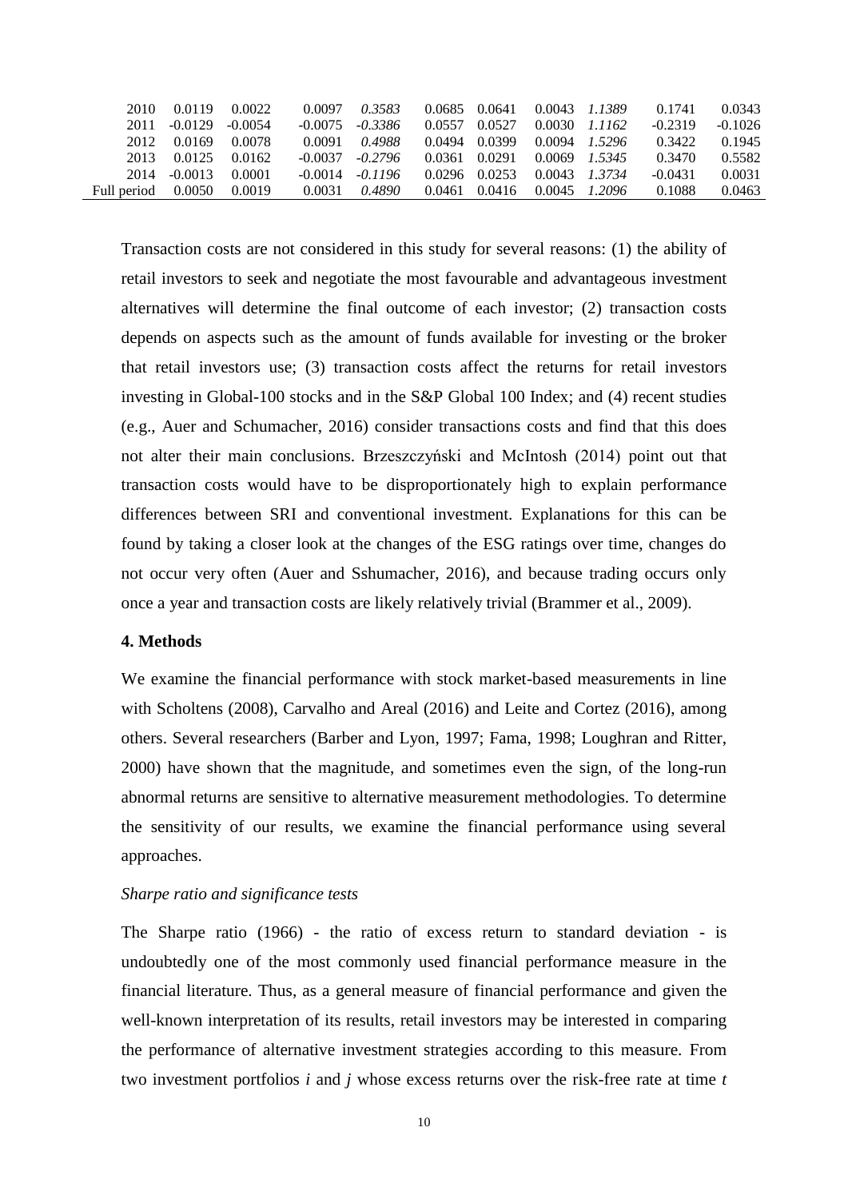| | | | | | | | | | | |
|---|---|---|---|---|---|---|---|---|---|---|
| 2010 | 0.0119 | 0.0022 | 0.0097 | *0.3583* | 0.0685 | 0.0641 | 0.0043 | *1.1389* | 0.1741 | 0.0343 |
| 2011 | -0.0129 | -0.0054 | -0.0075 | *-0.3386* | 0.0557 | 0.0527 | 0.0030 | *1.1162* | -0.2319 | -0.1026 |
| 2012 | 0.0169 | 0.0078 | 0.0091 | *0.4988* | 0.0494 | 0.0399 | 0.0094 | *1.5296* | 0.3422 | 0.1945 |
| 2013 | 0.0125 | 0.0162 | -0.0037 | *-0.2796* | 0.0361 | 0.0291 | 0.0069 | *1.5345* | 0.3470 | 0.5582 |
| 2014 | -0.0013 | 0.0001 | -0.0014 | *-0.1196* | 0.0296 | 0.0253 | 0.0043 | *1.3734* | -0.0431 | 0.0031 |
| Full period | 0.0050 | 0.0019 | 0.0031 | *0.4890* | 0.0461 | 0.0416 | 0.0045 | *1.2096* | 0.1088 | 0.0463 |

Transaction costs are not considered in this study for several reasons: (1) the ability of retail investors to seek and negotiate the most favourable and advantageous investment alternatives will determine the final outcome of each investor; (2) transaction costs depends on aspects such as the amount of funds available for investing or the broker that retail investors use; (3) transaction costs affect the returns for retail investors investing in Global-100 stocks and in the S&P Global 100 Index; and (4) recent studies (e.g., Auer and Schumacher, 2016) consider transactions costs and find that this does not alter their main conclusions. Brzeszczyński and McIntosh (2014) point out that transaction costs would have to be disproportionately high to explain performance differences between SRI and conventional investment. Explanations for this can be found by taking a closer look at the changes of the ESG ratings over time, changes do not occur very often (Auer and Sshumacher, 2016), and because trading occurs only once a year and transaction costs are likely relatively trivial (Brammer et al., 2009).

**4. Methods**

We examine the financial performance with stock market-based measurements in line with Scholtens (2008), Carvalho and Areal (2016) and Leite and Cortez (2016), among others. Several researchers (Barber and Lyon, 1997; Fama, 1998; Loughran and Ritter, 2000) have shown that the magnitude, and sometimes even the sign, of the long-run abnormal returns are sensitive to alternative measurement methodologies. To determine the sensitivity of our results, we examine the financial performance using several approaches.

*Sharpe ratio and significance tests*

The Sharpe ratio (1966) - the ratio of excess return to standard deviation - is undoubtedly one of the most commonly used financial performance measure in the financial literature. Thus, as a general measure of financial performance and given the well-known interpretation of its results, retail investors may be interested in comparing the performance of alternative investment strategies according to this measure. From two investment portfolios $i$ and $j$ whose excess returns over the risk-free rate at time $t$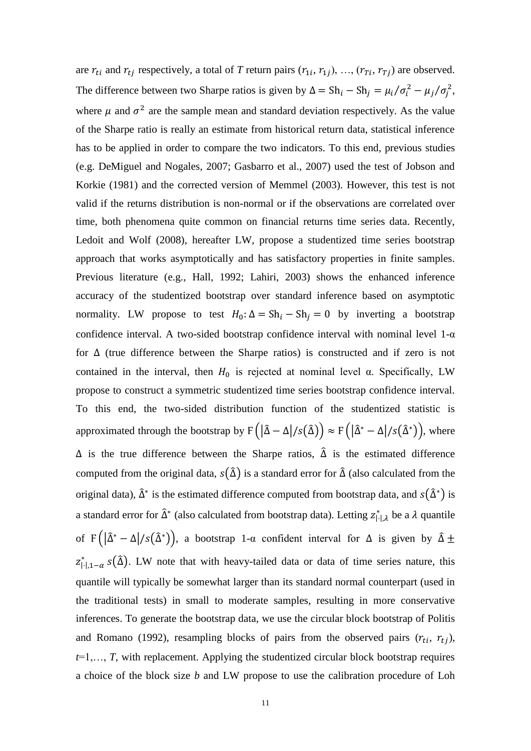are $r_{ti}$ and $r_{tj}$ respectively, a total of *T* return pairs ($r_{1i}$, $r_{1j}$), …, ($r_{Ti}$, $r_{Tj}$) are observed. The difference between two Sharpe ratios is given by $\Delta = \text{Sh}_i - \text{Sh}_j = \mu_i/\sigma_i^2 - \mu_j/\sigma_j^2$, where $\mu$ and $\sigma^2$ are the sample mean and standard deviation respectively. As the value of the Sharpe ratio is really an estimate from historical return data, statistical inference has to be applied in order to compare the two indicators. To this end, previous studies (e.g. DeMiguel and Nogales, 2007; Gasbarro et al., 2007) used the test of Jobson and Korkie (1981) and the corrected version of Memmel (2003). However, this test is not valid if the returns distribution is non-normal or if the observations are correlated over time, both phenomena quite common on financial returns time series data. Recently, Ledoit and Wolf (2008), hereafter LW, propose a studentized time series bootstrap approach that works asymptotically and has satisfactory properties in finite samples. Previous literature (e.g., Hall, 1992; Lahiri, 2003) shows the enhanced inference accuracy of the studentized bootstrap over standard inference based on asymptotic normality. LW propose to test $H_0\text{: } \Delta = \text{Sh}_i - \text{Sh}_j = 0$ by inverting a bootstrap confidence interval. A two-sided bootstrap confidence interval with nominal level 1-α for Δ (true difference between the Sharpe ratios) is constructed and if zero is not contained in the interval, then $H_0$ is rejected at nominal level α. Specifically, LW propose to construct a symmetric studentized time series bootstrap confidence interval. To this end, the two-sided distribution function of the studentized statistic is approximated through the bootstrap by $\text{F}\left(\left|\hat{\Delta} - \Delta\right|/s(\hat{\Delta})\right) \approx \text{F}\left(\left|\hat{\Delta}^* - \Delta\right|/s(\hat{\Delta}^*)\right)$, where Δ is the true difference between the Sharpe ratios, $\hat{\Delta}$ is the estimated difference computed from the original data, $s(\hat{\Delta})$ is a standard error for $\hat{\Delta}$ (also calculated from the original data), $\hat{\Delta}^*$ is the estimated difference computed from bootstrap data, and $s(\hat{\Delta}^*)$ is a standard error for $\hat{\Delta}^*$ (also calculated from bootstrap data). Letting $z^*_{|\cdot|,\lambda}$ be a $\lambda$ quantile of $\text{F}\left(\left|\hat{\Delta}^* - \Delta\right|/s(\hat{\Delta}^*)\right)$, a bootstrap 1-α confident interval for Δ is given by $\hat{\Delta} \pm z^*_{|\cdot|,1-\alpha}\, s(\hat{\Delta})$. LW note that with heavy-tailed data or data of time series nature, this quantile will typically be somewhat larger than its standard normal counterpart (used in the traditional tests) in small to moderate samples, resulting in more conservative inferences. To generate the bootstrap data, we use the circular block bootstrap of Politis and Romano (1992), resampling blocks of pairs from the observed pairs ($r_{ti}$, $r_{tj}$), *t*=1,…, *T*, with replacement. Applying the studentized circular block bootstrap requires a choice of the block size *b* and LW propose to use the calibration procedure of Loh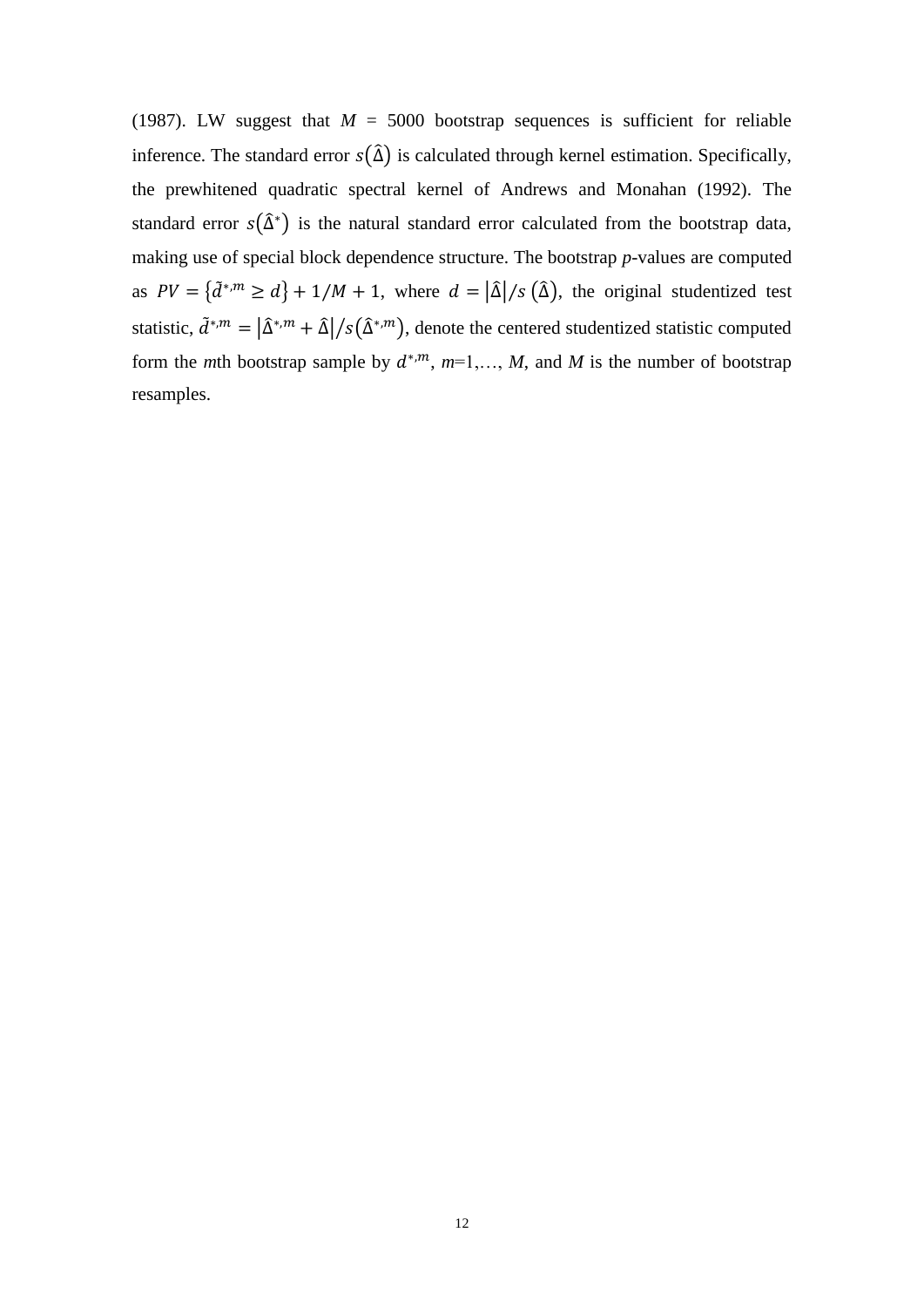(1987). LW suggest that $M$ = 5000 bootstrap sequences is sufficient for reliable inference. The standard error $s(\hat{\Delta})$ is calculated through kernel estimation. Specifically, the prewhitened quadratic spectral kernel of Andrews and Monahan (1992). The standard error $s(\hat{\Delta}^{*})$ is the natural standard error calculated from the bootstrap data, making use of special block dependence structure. The bootstrap *p*-values are computed as $PV = \{\tilde{d}^{*,m} \geq d\} + 1/M + 1$, where $d = |\hat{\Delta}|/s\ (\hat{\Delta})$, the original studentized test statistic, $\tilde{d}^{*,m} = |\hat{\Delta}^{*,m} + \hat{\Delta}|/s(\hat{\Delta}^{*,m})$, denote the centered studentized statistic computed form the *m*th bootstrap sample by $d^{*,m}$, $m$=1,…, $M$, and $M$ is the number of bootstrap resamples.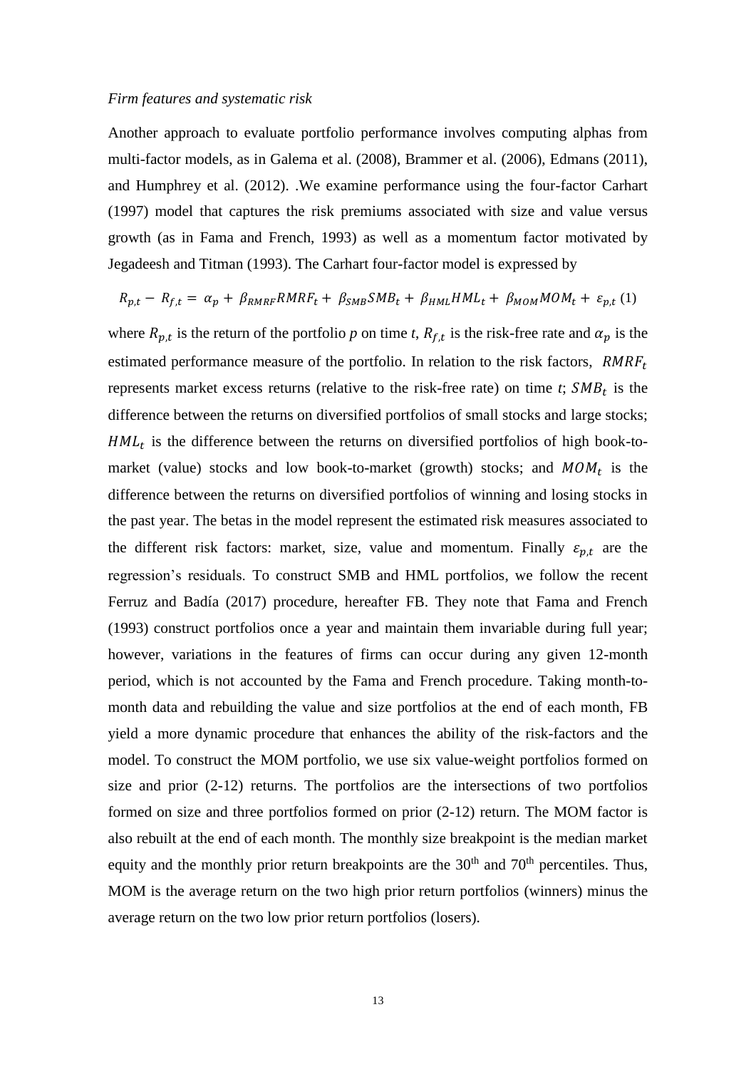*Firm features and systematic risk*

Another approach to evaluate portfolio performance involves computing alphas from multi-factor models, as in Galema et al. (2008), Brammer et al. (2006), Edmans (2011), and Humphrey et al. (2012). .We examine performance using the four-factor Carhart (1997) model that captures the risk premiums associated with size and value versus growth (as in Fama and French, 1993) as well as a momentum factor motivated by Jegadeesh and Titman (1993). The Carhart four-factor model is expressed by

$$R_{p,t} - R_{f,t} = \alpha_p + \beta_{RMRF}RMRF_t + \beta_{SMB}SMB_t + \beta_{HML}HML_t + \beta_{MOM}MOM_t + \varepsilon_{p,t} \quad (1)$$

where $R_{p,t}$ is the return of the portfolio *p* on time *t*, $R_{f,t}$ is the risk-free rate and $\alpha_p$ is the estimated performance measure of the portfolio. In relation to the risk factors, $RMRF_t$ represents market excess returns (relative to the risk-free rate) on time *t*; $SMB_t$ is the difference between the returns on diversified portfolios of small stocks and large stocks; $HML_t$ is the difference between the returns on diversified portfolios of high book-to-market (value) stocks and low book-to-market (growth) stocks; and $MOM_t$ is the difference between the returns on diversified portfolios of winning and losing stocks in the past year. The betas in the model represent the estimated risk measures associated to the different risk factors: market, size, value and momentum. Finally $\varepsilon_{p,t}$ are the regression's residuals. To construct SMB and HML portfolios, we follow the recent Ferruz and Badía (2017) procedure, hereafter FB. They note that Fama and French (1993) construct portfolios once a year and maintain them invariable during full year; however, variations in the features of firms can occur during any given 12-month period, which is not accounted by the Fama and French procedure. Taking month-to-month data and rebuilding the value and size portfolios at the end of each month, FB yield a more dynamic procedure that enhances the ability of the risk-factors and the model. To construct the MOM portfolio, we use six value-weight portfolios formed on size and prior (2-12) returns. The portfolios are the intersections of two portfolios formed on size and three portfolios formed on prior (2-12) return. The MOM factor is also rebuilt at the end of each month. The monthly size breakpoint is the median market equity and the monthly prior return breakpoints are the $30^{th}$ and $70^{th}$ percentiles. Thus, MOM is the average return on the two high prior return portfolios (winners) minus the average return on the two low prior return portfolios (losers).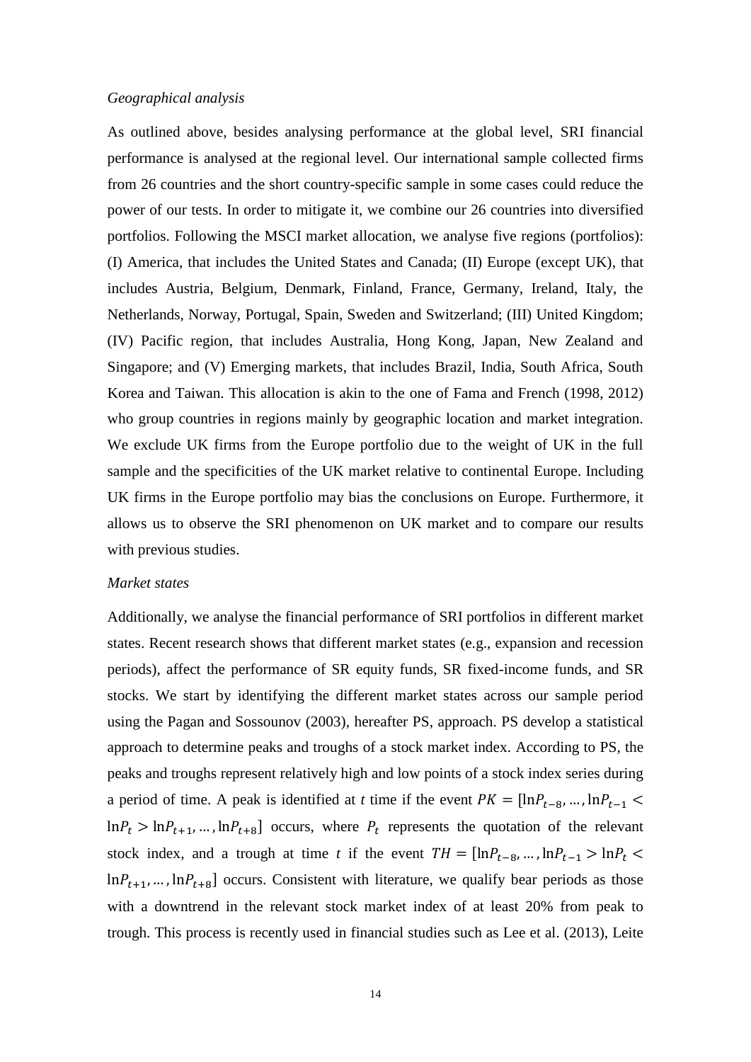*Geographical analysis*

As outlined above, besides analysing performance at the global level, SRI financial performance is analysed at the regional level. Our international sample collected firms from 26 countries and the short country-specific sample in some cases could reduce the power of our tests. In order to mitigate it, we combine our 26 countries into diversified portfolios. Following the MSCI market allocation, we analyse five regions (portfolios): (I) America, that includes the United States and Canada; (II) Europe (except UK), that includes Austria, Belgium, Denmark, Finland, France, Germany, Ireland, Italy, the Netherlands, Norway, Portugal, Spain, Sweden and Switzerland; (III) United Kingdom; (IV) Pacific region, that includes Australia, Hong Kong, Japan, New Zealand and Singapore; and (V) Emerging markets, that includes Brazil, India, South Africa, South Korea and Taiwan. This allocation is akin to the one of Fama and French (1998, 2012) who group countries in regions mainly by geographic location and market integration. We exclude UK firms from the Europe portfolio due to the weight of UK in the full sample and the specificities of the UK market relative to continental Europe. Including UK firms in the Europe portfolio may bias the conclusions on Europe. Furthermore, it allows us to observe the SRI phenomenon on UK market and to compare our results with previous studies.

*Market states*

Additionally, we analyse the financial performance of SRI portfolios in different market states. Recent research shows that different market states (e.g., expansion and recession periods), affect the performance of SR equity funds, SR fixed-income funds, and SR stocks. We start by identifying the different market states across our sample period using the Pagan and Sossounov (2003), hereafter PS, approach. PS develop a statistical approach to determine peaks and troughs of a stock market index. According to PS, the peaks and troughs represent relatively high and low points of a stock index series during a period of time. A peak is identified at *t* time if the event $PK = [\ln P_{t-8}, \ldots, \ln P_{t-1} < \ln P_t > \ln P_{t+1}, \ldots, \ln P_{t+8}]$ occurs, where $P_t$ represents the quotation of the relevant stock index, and a trough at time *t* if the event $TH = [\ln P_{t-8}, \ldots, \ln P_{t-1} > \ln P_t < \ln P_{t+1}, \ldots, \ln P_{t+8}]$ occurs. Consistent with literature, we qualify bear periods as those with a downtrend in the relevant stock market index of at least 20% from peak to trough. This process is recently used in financial studies such as Lee et al. (2013), Leite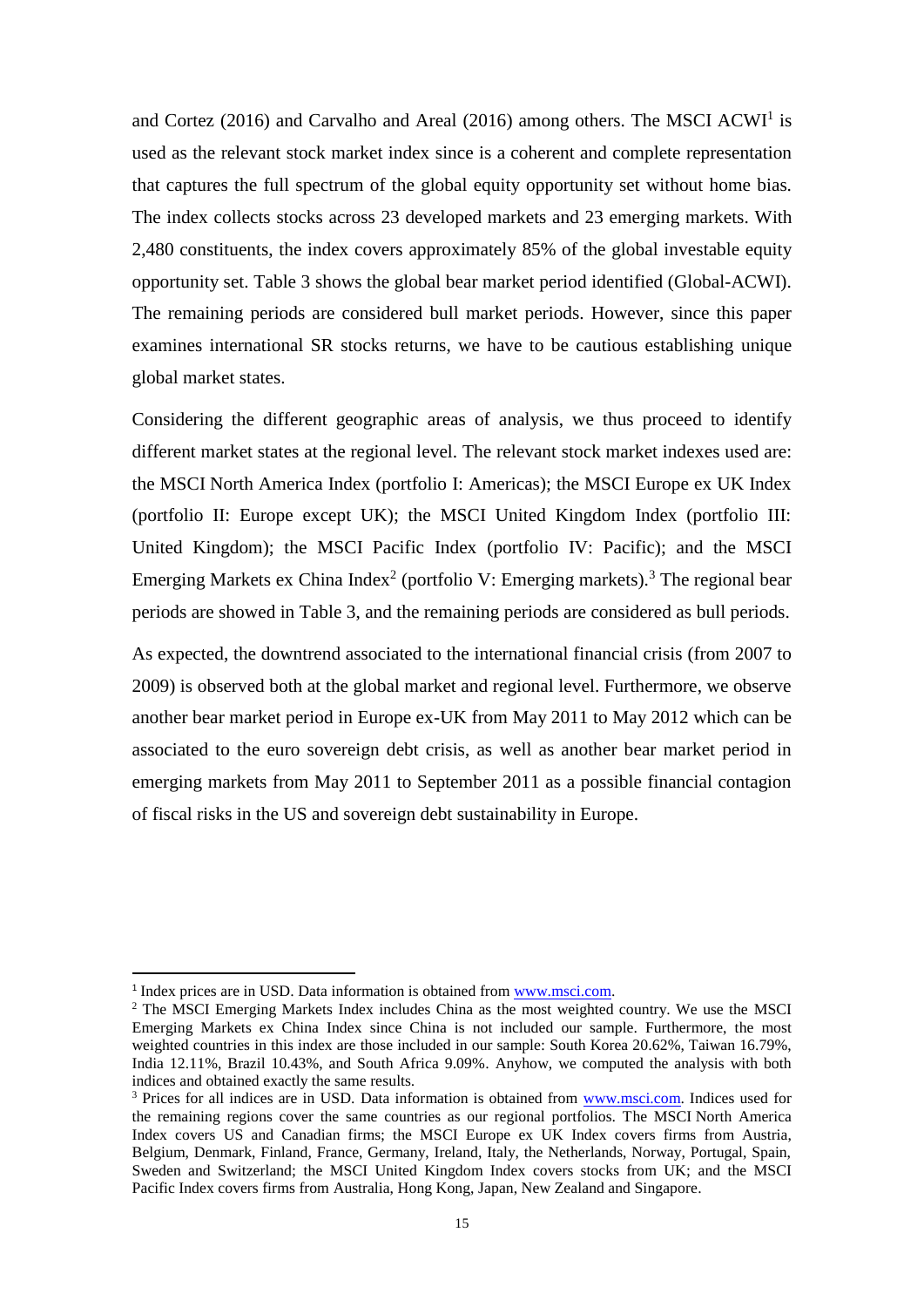and Cortez (2016) and Carvalho and Areal (2016) among others. The MSCI ACWI[1] is used as the relevant stock market index since is a coherent and complete representation that captures the full spectrum of the global equity opportunity set without home bias. The index collects stocks across 23 developed markets and 23 emerging markets. With 2,480 constituents, the index covers approximately 85% of the global investable equity opportunity set. Table 3 shows the global bear market period identified (Global-ACWI). The remaining periods are considered bull market periods. However, since this paper examines international SR stocks returns, we have to be cautious establishing unique global market states.

Considering the different geographic areas of analysis, we thus proceed to identify different market states at the regional level. The relevant stock market indexes used are: the MSCI North America Index (portfolio I: Americas); the MSCI Europe ex UK Index (portfolio II: Europe except UK); the MSCI United Kingdom Index (portfolio III: United Kingdom); the MSCI Pacific Index (portfolio IV: Pacific); and the MSCI Emerging Markets ex China Index[2] (portfolio V: Emerging markets).[3] The regional bear periods are showed in Table 3, and the remaining periods are considered as bull periods.

As expected, the downtrend associated to the international financial crisis (from 2007 to 2009) is observed both at the global market and regional level. Furthermore, we observe another bear market period in Europe ex-UK from May 2011 to May 2012 which can be associated to the euro sovereign debt crisis, as well as another bear market period in emerging markets from May 2011 to September 2011 as a possible financial contagion of fiscal risks in the US and sovereign debt sustainability in Europe.

[1] Index prices are in USD. Data information is obtained from www.msci.com.

[2] The MSCI Emerging Markets Index includes China as the most weighted country. We use the MSCI Emerging Markets ex China Index since China is not included our sample. Furthermore, the most weighted countries in this index are those included in our sample: South Korea 20.62%, Taiwan 16.79%, India 12.11%, Brazil 10.43%, and South Africa 9.09%. Anyhow, we computed the analysis with both indices and obtained exactly the same results.

[3] Prices for all indices are in USD. Data information is obtained from www.msci.com. Indices used for the remaining regions cover the same countries as our regional portfolios. The MSCI North America Index covers US and Canadian firms; the MSCI Europe ex UK Index covers firms from Austria, Belgium, Denmark, Finland, France, Germany, Ireland, Italy, the Netherlands, Norway, Portugal, Spain, Sweden and Switzerland; the MSCI United Kingdom Index covers stocks from UK; and the MSCI Pacific Index covers firms from Australia, Hong Kong, Japan, New Zealand and Singapore.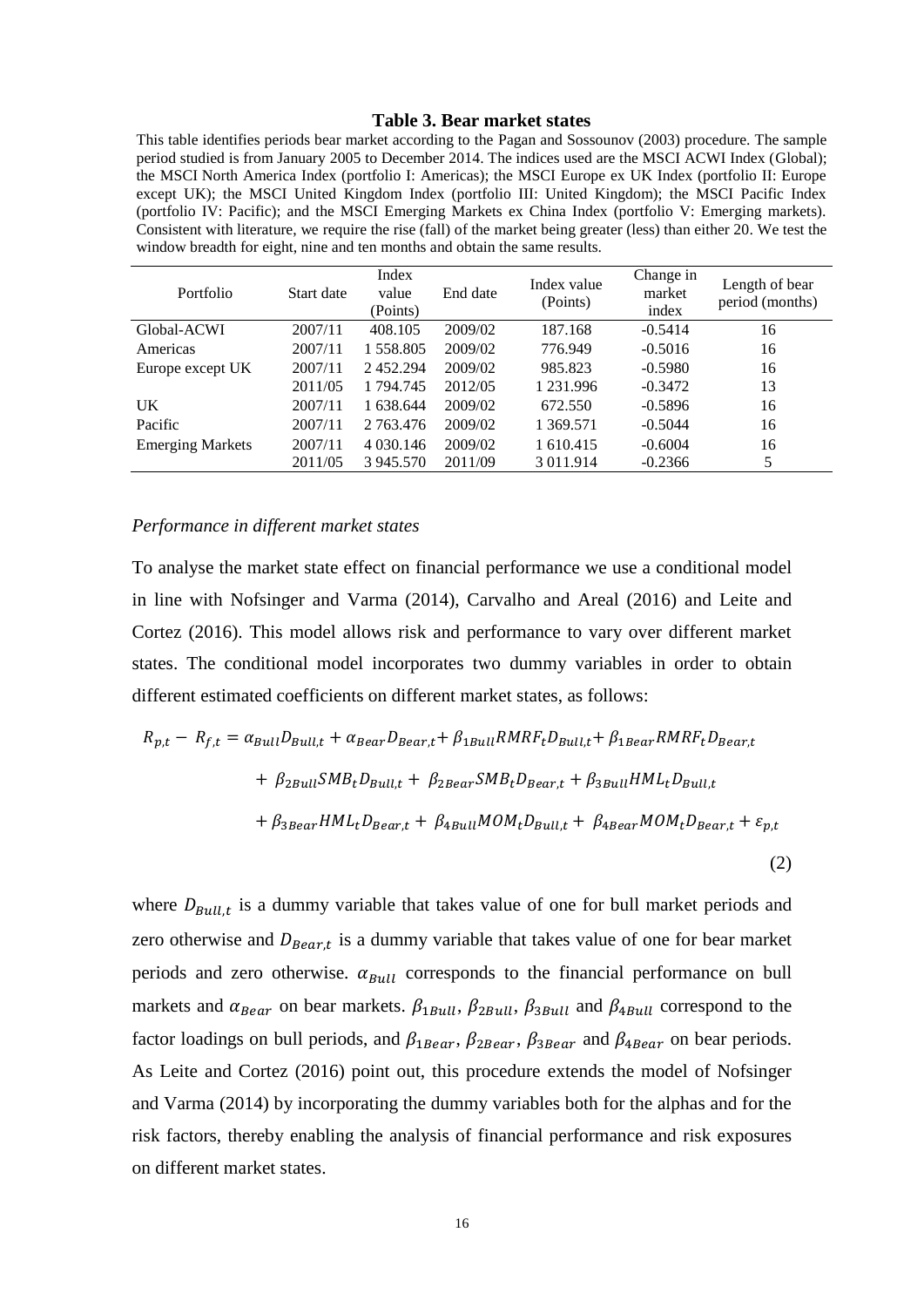**Table 3. Bear market states**

This table identifies periods bear market according to the Pagan and Sossounov (2003) procedure. The sample period studied is from January 2005 to December 2014. The indices used are the MSCI ACWI Index (Global); the MSCI North America Index (portfolio I: Americas); the MSCI Europe ex UK Index (portfolio II: Europe except UK); the MSCI United Kingdom Index (portfolio III: United Kingdom); the MSCI Pacific Index (portfolio IV: Pacific); and the MSCI Emerging Markets ex China Index (portfolio V: Emerging markets). Consistent with literature, we require the rise (fall) of the market being greater (less) than either 20. We test the window breadth for eight, nine and ten months and obtain the same results.

| Portfolio | Start date | Index value (Points) | End date | Index value (Points) | Change in market index | Length of bear period (months) |
|---|---|---|---|---|---|---|
| Global-ACWI | 2007/11 | 408.105 | 2009/02 | 187.168 | -0.5414 | 16 |
| Americas | 2007/11 | 1 558.805 | 2009/02 | 776.949 | -0.5016 | 16 |
| Europe except UK | 2007/11 | 2 452.294 | 2009/02 | 985.823 | -0.5980 | 16 |
| | 2011/05 | 1 794.745 | 2012/05 | 1 231.996 | -0.3472 | 13 |
| UK | 2007/11 | 1 638.644 | 2009/02 | 672.550 | -0.5896 | 16 |
| Pacific | 2007/11 | 2 763.476 | 2009/02 | 1 369.571 | -0.5044 | 16 |
| Emerging Markets | 2007/11 | 4 030.146 | 2009/02 | 1 610.415 | -0.6004 | 16 |
| | 2011/05 | 3 945.570 | 2011/09 | 3 011.914 | -0.2366 | 5 |

*Performance in different market states*

To analyse the market state effect on financial performance we use a conditional model in line with Nofsinger and Varma (2014), Carvalho and Areal (2016) and Leite and Cortez (2016). This model allows risk and performance to vary over different market states. The conditional model incorporates two dummy variables in order to obtain different estimated coefficients on different market states, as follows:

$$
\begin{aligned}
R_{p,t} - R_{f,t} = {} & \alpha_{Bull} D_{Bull,t} + \alpha_{Bear} D_{Bear,t} + \beta_{1Bull} RMRF_t D_{Bull,t} + \beta_{1Bear} RMRF_t D_{Bear,t} \\
& + \beta_{2Bull} SMB_t D_{Bull,t} + \beta_{2Bear} SMB_t D_{Bear,t} + \beta_{3Bull} HML_t D_{Bull,t} \\
& + \beta_{3Bear} HML_t D_{Bear,t} + \beta_{4Bull} MOM_t D_{Bull,t} + \beta_{4Bear} MOM_t D_{Bear,t} + \varepsilon_{p,t}
\end{aligned}
\tag{2}
$$

where $D_{Bull,t}$ is a dummy variable that takes value of one for bull market periods and zero otherwise and $D_{Bear,t}$ is a dummy variable that takes value of one for bear market periods and zero otherwise. $\alpha_{Bull}$ corresponds to the financial performance on bull markets and $\alpha_{Bear}$ on bear markets. $\beta_{1Bull}$, $\beta_{2Bull}$, $\beta_{3Bull}$ and $\beta_{4Bull}$ correspond to the factor loadings on bull periods, and $\beta_{1Bear}$, $\beta_{2Bear}$, $\beta_{3Bear}$ and $\beta_{4Bear}$ on bear periods. As Leite and Cortez (2016) point out, this procedure extends the model of Nofsinger and Varma (2014) by incorporating the dummy variables both for the alphas and for the risk factors, thereby enabling the analysis of financial performance and risk exposures on different market states.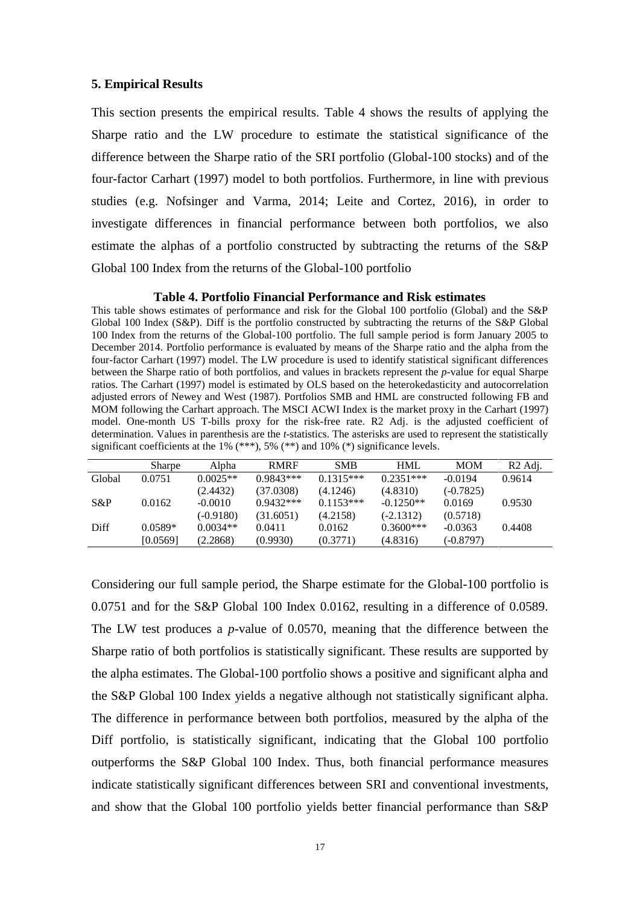## 5. Empirical Results

This section presents the empirical results. Table 4 shows the results of applying the Sharpe ratio and the LW procedure to estimate the statistical significance of the difference between the Sharpe ratio of the SRI portfolio (Global-100 stocks) and of the four-factor Carhart (1997) model to both portfolios. Furthermore, in line with previous studies (e.g. Nofsinger and Varma, 2014; Leite and Cortez, 2016), in order to investigate differences in financial performance between both portfolios, we also estimate the alphas of a portfolio constructed by subtracting the returns of the S&P Global 100 Index from the returns of the Global-100 portfolio

**Table 4. Portfolio Financial Performance and Risk estimates**

This table shows estimates of performance and risk for the Global 100 portfolio (Global) and the S&P Global 100 Index (S&P). Diff is the portfolio constructed by subtracting the returns of the S&P Global 100 Index from the returns of the Global-100 portfolio. The full sample period is form January 2005 to December 2014. Portfolio performance is evaluated by means of the Sharpe ratio and the alpha from the four-factor Carhart (1997) model. The LW procedure is used to identify statistical significant differences between the Sharpe ratio of both portfolios, and values in brackets represent the *p*-value for equal Sharpe ratios. The Carhart (1997) model is estimated by OLS based on the heterokedasticity and autocorrelation adjusted errors of Newey and West (1987). Portfolios SMB and HML are constructed following FB and MOM following the Carhart approach. The MSCI ACWI Index is the market proxy in the Carhart (1997) model. One-month US T-bills proxy for the risk-free rate. R2 Adj. is the adjusted coefficient of determination. Values in parenthesis are the *t*-statistics. The asterisks are used to represent the statistically significant coefficients at the 1% (***), 5% (**) and 10% (*) significance levels.

| | Sharpe | Alpha | RMRF | SMB | HML | MOM | R2 Adj. |
|---|---|---|---|---|---|---|---|
| Global | 0.0751 | 0.0025** | 0.9843*** | 0.1315*** | 0.2351*** | -0.0194 | 0.9614 |
| | | (2.4432) | (37.0308) | (4.1246) | (4.8310) | (-0.7825) | |
| S&P | 0.0162 | -0.0010 | 0.9432*** | 0.1153*** | -0.1250** | 0.0169 | 0.9530 |
| | | (-0.9180) | (31.6051) | (4.2158) | (-2.1312) | (0.5718) | |
| Diff | 0.0589* | 0.0034** | 0.0411 | 0.0162 | 0.3600*** | -0.0363 | 0.4408 |
| | [0.0569] | (2.2868) | (0.9930) | (0.3771) | (4.8316) | (-0.8797) | |

Considering our full sample period, the Sharpe estimate for the Global-100 portfolio is 0.0751 and for the S&P Global 100 Index 0.0162, resulting in a difference of 0.0589. The LW test produces a *p*-value of 0.0570, meaning that the difference between the Sharpe ratio of both portfolios is statistically significant. These results are supported by the alpha estimates. The Global-100 portfolio shows a positive and significant alpha and the S&P Global 100 Index yields a negative although not statistically significant alpha. The difference in performance between both portfolios, measured by the alpha of the Diff portfolio, is statistically significant, indicating that the Global 100 portfolio outperforms the S&P Global 100 Index. Thus, both financial performance measures indicate statistically significant differences between SRI and conventional investments, and show that the Global 100 portfolio yields better financial performance than S&P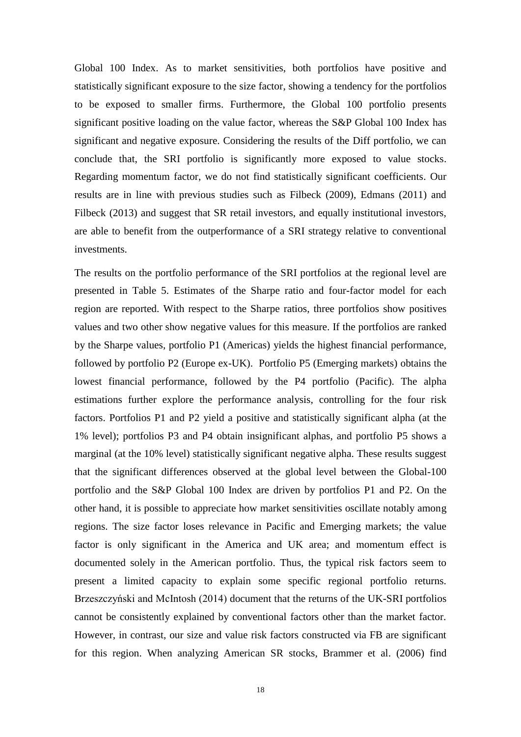Global 100 Index. As to market sensitivities, both portfolios have positive and statistically significant exposure to the size factor, showing a tendency for the portfolios to be exposed to smaller firms. Furthermore, the Global 100 portfolio presents significant positive loading on the value factor, whereas the S&P Global 100 Index has significant and negative exposure. Considering the results of the Diff portfolio, we can conclude that, the SRI portfolio is significantly more exposed to value stocks. Regarding momentum factor, we do not find statistically significant coefficients. Our results are in line with previous studies such as Filbeck (2009), Edmans (2011) and Filbeck (2013) and suggest that SR retail investors, and equally institutional investors, are able to benefit from the outperformance of a SRI strategy relative to conventional investments.

The results on the portfolio performance of the SRI portfolios at the regional level are presented in Table 5. Estimates of the Sharpe ratio and four-factor model for each region are reported. With respect to the Sharpe ratios, three portfolios show positives values and two other show negative values for this measure. If the portfolios are ranked by the Sharpe values, portfolio P1 (Americas) yields the highest financial performance, followed by portfolio P2 (Europe ex-UK). Portfolio P5 (Emerging markets) obtains the lowest financial performance, followed by the P4 portfolio (Pacific). The alpha estimations further explore the performance analysis, controlling for the four risk factors. Portfolios P1 and P2 yield a positive and statistically significant alpha (at the 1% level); portfolios P3 and P4 obtain insignificant alphas, and portfolio P5 shows a marginal (at the 10% level) statistically significant negative alpha. These results suggest that the significant differences observed at the global level between the Global-100 portfolio and the S&P Global 100 Index are driven by portfolios P1 and P2. On the other hand, it is possible to appreciate how market sensitivities oscillate notably among regions. The size factor loses relevance in Pacific and Emerging markets; the value factor is only significant in the America and UK area; and momentum effect is documented solely in the American portfolio. Thus, the typical risk factors seem to present a limited capacity to explain some specific regional portfolio returns. Brzeszczyński and McIntosh (2014) document that the returns of the UK-SRI portfolios cannot be consistently explained by conventional factors other than the market factor. However, in contrast, our size and value risk factors constructed via FB are significant for this region. When analyzing American SR stocks, Brammer et al. (2006) find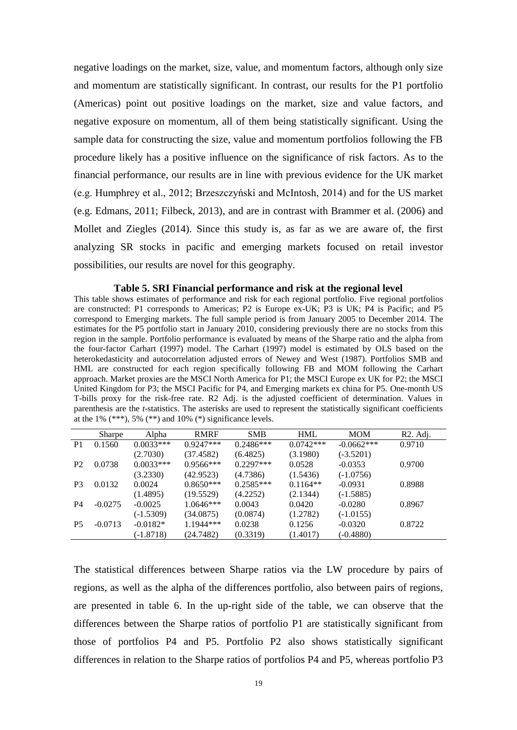negative loadings on the market, size, value, and momentum factors, although only size and momentum are statistically significant. In contrast, our results for the P1 portfolio (Americas) point out positive loadings on the market, size and value factors, and negative exposure on momentum, all of them being statistically significant. Using the sample data for constructing the size, value and momentum portfolios following the FB procedure likely has a positive influence on the significance of risk factors. As to the financial performance, our results are in line with previous evidence for the UK market (e.g. Humphrey et al., 2012; Brzeszczyński and McIntosh, 2014) and for the US market (e.g. Edmans, 2011; Filbeck, 2013), and are in contrast with Brammer et al. (2006) and Mollet and Ziegles (2014). Since this study is, as far as we are aware of, the first analyzing SR stocks in pacific and emerging markets focused on retail investor possibilities, our results are novel for this geography.

**Table 5. SRI Financial performance and risk at the regional level**

This table shows estimates of performance and risk for each regional portfolio. Five regional portfolios are constructed: P1 corresponds to Americas; P2 is Europe ex-UK; P3 is UK; P4 is Pacific; and P5 correspond to Emerging markets. The full sample period is from January 2005 to December 2014. The estimates for the P5 portfolio start in January 2010, considering previously there are no stocks from this region in the sample. Portfolio performance is evaluated by means of the Sharpe ratio and the alpha from the four-factor Carhart (1997) model. The Carhart (1997) model is estimated by OLS based on the heterokedasticity and autocorrelation adjusted errors of Newey and West (1987). Portfolios SMB and HML are constructed for each region specifically following FB and MOM following the Carhart approach. Market proxies are the MSCI North America for P1; the MSCI Europe ex UK for P2; the MSCI United Kingdom for P3; the MSCI Pacific for P4, and Emerging markets ex china for P5. One-month US T-bills proxy for the risk-free rate. R2 Adj. is the adjusted coefficient of determination. Values in parenthesis are the *t*-statistics. The asterisks are used to represent the statistically significant coefficients at the 1% (***), 5% (**) and 10% (*) significance levels.

| | Sharpe | Alpha | RMRF | SMB | HML | MOM | R2. Adj. |
|---|---|---|---|---|---|---|---|
| P1 | 0.1560 | 0.0033*** | 0.9247*** | 0.2486*** | 0.0742*** | -0.0662*** | 0.9710 |
| | | (2.7030) | (37.4582) | (6.4825) | (3.1980) | (-3.5201) | |
| P2 | 0.0738 | 0.0033*** | 0.9566*** | 0.2297*** | 0.0528 | -0.0353 | 0.9700 |
| | | (3.2330) | (42.9523) | (4.7386) | (1.5436) | (-1.0756) | |
| P3 | 0.0132 | 0.0024 | 0.8650*** | 0.2585*** | 0.1164** | -0.0931 | 0.8988 |
| | | (1.4895) | (19.5529) | (4.2252) | (2.1344) | (-1.5885) | |
| P4 | -0.0275 | -0.0025 | 1.0646*** | 0.0043 | 0.0420 | -0.0280 | 0.8967 |
| | | (-1.5309) | (34.0875) | (0.0874) | (1.2782) | (-1.0155) | |
| P5 | -0.0713 | -0.0182* | 1.1944*** | 0.0238 | 0.1256 | -0.0320 | 0.8722 |
| | | (-1.8718) | (24.7482) | (0.3319) | (1.4017) | (-0.4880) | |

The statistical differences between Sharpe ratios via the LW procedure by pairs of regions, as well as the alpha of the differences portfolio, also between pairs of regions, are presented in table 6. In the up-right side of the table, we can observe that the differences between the Sharpe ratios of portfolio P1 are statistically significant from those of portfolios P4 and P5. Portfolio P2 also shows statistically significant differences in relation to the Sharpe ratios of portfolios P4 and P5, whereas portfolio P3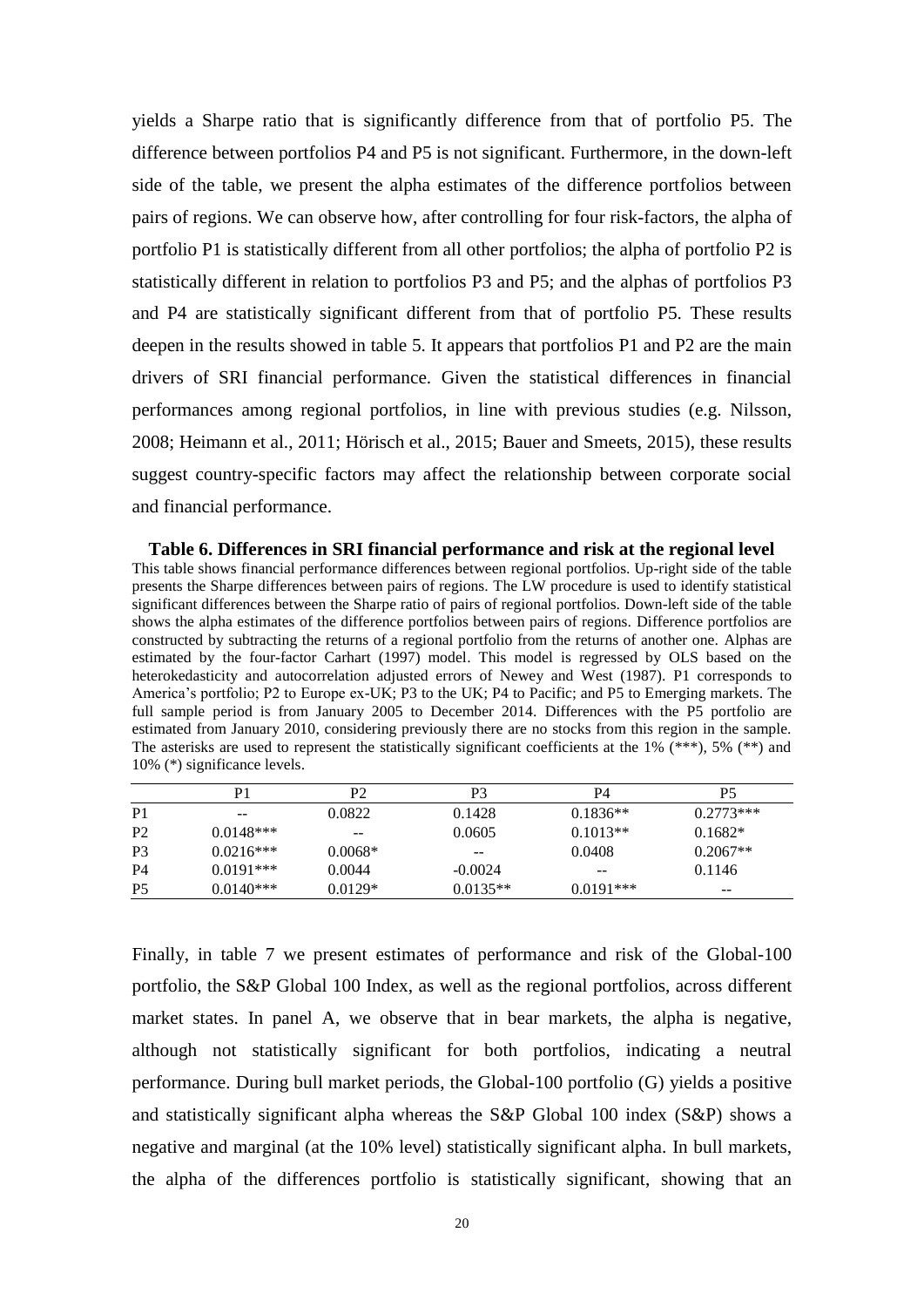yields a Sharpe ratio that is significantly difference from that of portfolio P5. The difference between portfolios P4 and P5 is not significant. Furthermore, in the down-left side of the table, we present the alpha estimates of the difference portfolios between pairs of regions. We can observe how, after controlling for four risk-factors, the alpha of portfolio P1 is statistically different from all other portfolios; the alpha of portfolio P2 is statistically different in relation to portfolios P3 and P5; and the alphas of portfolios P3 and P4 are statistically significant different from that of portfolio P5. These results deepen in the results showed in table 5. It appears that portfolios P1 and P2 are the main drivers of SRI financial performance. Given the statistical differences in financial performances among regional portfolios, in line with previous studies (e.g. Nilsson, 2008; Heimann et al., 2011; Hörisch et al., 2015; Bauer and Smeets, 2015), these results suggest country-specific factors may affect the relationship between corporate social and financial performance.

**Table 6. Differences in SRI financial performance and risk at the regional level**

This table shows financial performance differences between regional portfolios. Up-right side of the table presents the Sharpe differences between pairs of regions. The LW procedure is used to identify statistical significant differences between the Sharpe ratio of pairs of regional portfolios. Down-left side of the table shows the alpha estimates of the difference portfolios between pairs of regions. Difference portfolios are constructed by subtracting the returns of a regional portfolio from the returns of another one. Alphas are estimated by the four-factor Carhart (1997) model. This model is regressed by OLS based on the heterokedasticity and autocorrelation adjusted errors of Newey and West (1987). P1 corresponds to America's portfolio; P2 to Europe ex-UK; P3 to the UK; P4 to Pacific; and P5 to Emerging markets. The full sample period is from January 2005 to December 2014. Differences with the P5 portfolio are estimated from January 2010, considering previously there are no stocks from this region in the sample. The asterisks are used to represent the statistically significant coefficients at the 1% (***), 5% (**) and 10% (*) significance levels.

| | P1 | P2 | P3 | P4 | P5 |
|---|---|---|---|---|---|
| P1 | -- | 0.0822 | 0.1428 | 0.1836** | 0.2773*** |
| P2 | 0.0148*** | -- | 0.0605 | 0.1013** | 0.1682* |
| P3 | 0.0216*** | 0.0068* | -- | 0.0408 | 0.2067** |
| P4 | 0.0191*** | 0.0044 | -0.0024 | -- | 0.1146 |
| P5 | 0.0140*** | 0.0129* | 0.0135** | 0.0191*** | -- |

Finally, in table 7 we present estimates of performance and risk of the Global-100 portfolio, the S&P Global 100 Index, as well as the regional portfolios, across different market states. In panel A, we observe that in bear markets, the alpha is negative, although not statistically significant for both portfolios, indicating a neutral performance. During bull market periods, the Global-100 portfolio (G) yields a positive and statistically significant alpha whereas the S&P Global 100 index (S&P) shows a negative and marginal (at the 10% level) statistically significant alpha. In bull markets, the alpha of the differences portfolio is statistically significant, showing that an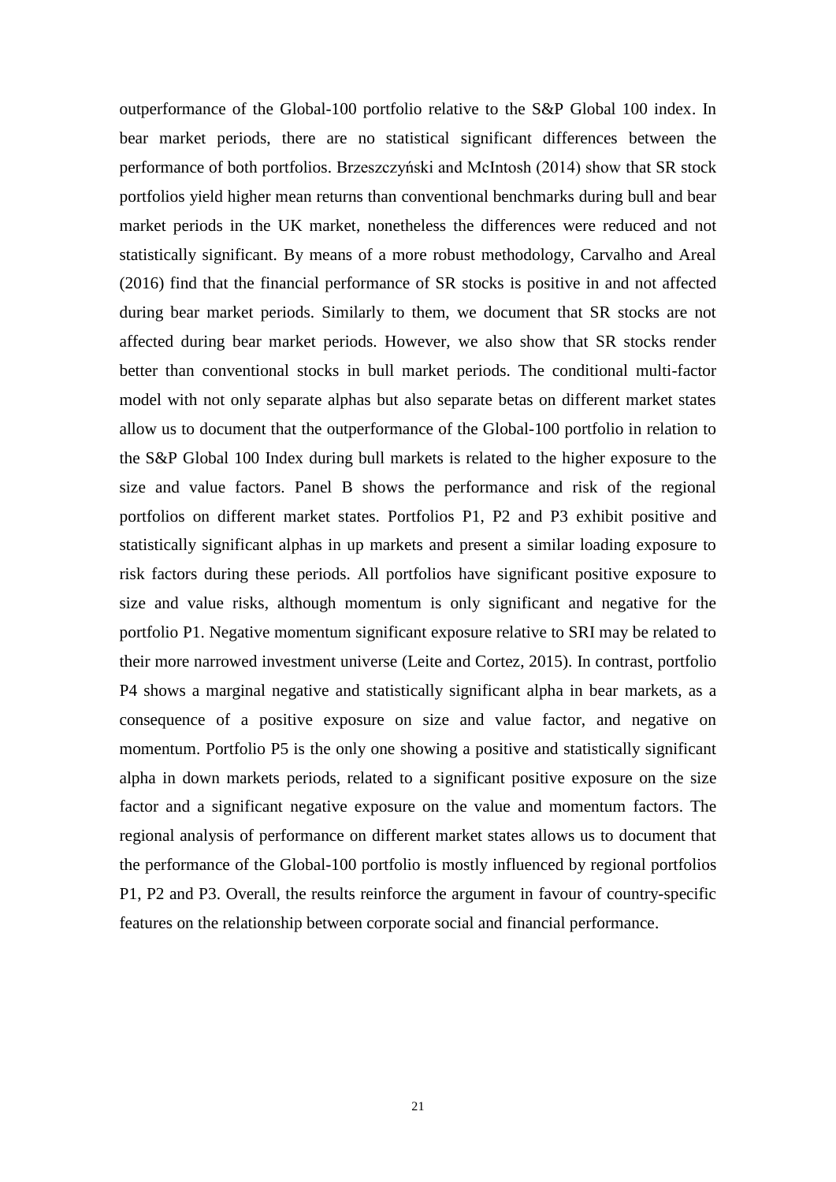outperformance of the Global-100 portfolio relative to the S&P Global 100 index. In bear market periods, there are no statistical significant differences between the performance of both portfolios. Brzeszczyński and McIntosh (2014) show that SR stock portfolios yield higher mean returns than conventional benchmarks during bull and bear market periods in the UK market, nonetheless the differences were reduced and not statistically significant. By means of a more robust methodology, Carvalho and Areal (2016) find that the financial performance of SR stocks is positive in and not affected during bear market periods. Similarly to them, we document that SR stocks are not affected during bear market periods. However, we also show that SR stocks render better than conventional stocks in bull market periods. The conditional multi-factor model with not only separate alphas but also separate betas on different market states allow us to document that the outperformance of the Global-100 portfolio in relation to the S&P Global 100 Index during bull markets is related to the higher exposure to the size and value factors. Panel B shows the performance and risk of the regional portfolios on different market states. Portfolios P1, P2 and P3 exhibit positive and statistically significant alphas in up markets and present a similar loading exposure to risk factors during these periods. All portfolios have significant positive exposure to size and value risks, although momentum is only significant and negative for the portfolio P1. Negative momentum significant exposure relative to SRI may be related to their more narrowed investment universe (Leite and Cortez, 2015). In contrast, portfolio P4 shows a marginal negative and statistically significant alpha in bear markets, as a consequence of a positive exposure on size and value factor, and negative on momentum. Portfolio P5 is the only one showing a positive and statistically significant alpha in down markets periods, related to a significant positive exposure on the size factor and a significant negative exposure on the value and momentum factors. The regional analysis of performance on different market states allows us to document that the performance of the Global-100 portfolio is mostly influenced by regional portfolios P1, P2 and P3. Overall, the results reinforce the argument in favour of country-specific features on the relationship between corporate social and financial performance.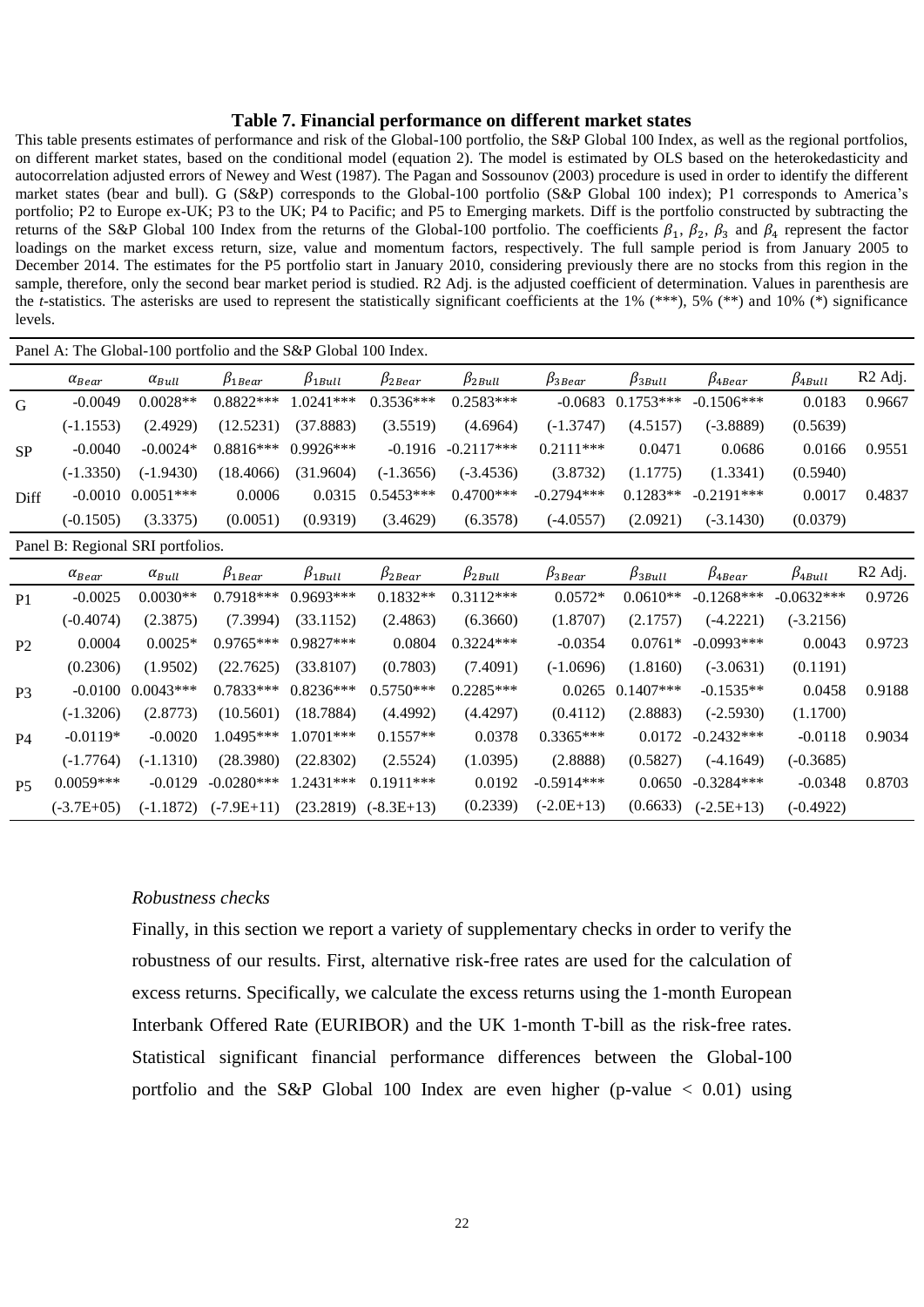### Table 7. Financial performance on different market states

This table presents estimates of performance and risk of the Global-100 portfolio, the S&P Global 100 Index, as well as the regional portfolios, on different market states, based on the conditional model (equation 2). The model is estimated by OLS based on the heterokedasticity and autocorrelation adjusted errors of Newey and West (1987). The Pagan and Sossounov (2003) procedure is used in order to identify the different market states (bear and bull). G (S&P) corresponds to the Global-100 portfolio (S&P Global 100 index); P1 corresponds to America's portfolio; P2 to Europe ex-UK; P3 to the UK; P4 to Pacific; and P5 to Emerging markets. Diff is the portfolio constructed by subtracting the returns of the S&P Global 100 Index from the returns of the Global-100 portfolio. The coefficients $\beta_1$, $\beta_2$, $\beta_3$ and $\beta_4$ represent the factor loadings on the market excess return, size, value and momentum factors, respectively. The full sample period is from January 2005 to December 2014. The estimates for the P5 portfolio start in January 2010, considering previously there are no stocks from this region in the sample, therefore, only the second bear market period is studied. R2 Adj. is the adjusted coefficient of determination. Values in parenthesis are the *t*-statistics. The asterisks are used to represent the statistically significant coefficients at the 1% (\*\*\*), 5% (\*\*) and 10% (\*) significance levels.

Panel A: The Global-100 portfolio and the S&P Global 100 Index.

| | $\alpha_{Bear}$ | $\alpha_{Bull}$ | $\beta_{1Bear}$ | $\beta_{1Bull}$ | $\beta_{2Bear}$ | $\beta_{2Bull}$ | $\beta_{3Bear}$ | $\beta_{3Bull}$ | $\beta_{4Bear}$ | $\beta_{4Bull}$ | R2 Adj. |
|---|---|---|---|---|---|---|---|---|---|---|---|
| G | -0.0049 | 0.0028** | 0.8822*** | 1.0241*** | 0.3536*** | 0.2583*** | -0.0683 | 0.1753*** | -0.1506*** | 0.0183 | 0.9667 |
| | (-1.1553) | (2.4929) | (12.5231) | (37.8883) | (3.5519) | (4.6964) | (-1.3747) | (4.5157) | (-3.8889) | (0.5639) | |
| SP | -0.0040 | -0.0024* | 0.8816*** | 0.9926*** | -0.1916 | -0.2117*** | 0.2111*** | 0.0471 | 0.0686 | 0.0166 | 0.9551 |
| | (-1.3350) | (-1.9430) | (18.4066) | (31.9604) | (-1.3656) | (-3.4536) | (3.8732) | (1.1775) | (1.3341) | (0.5940) | |
| Diff | -0.0010 | 0.0051*** | 0.0006 | 0.0315 | 0.5453*** | 0.4700*** | -0.2794*** | 0.1283** | -0.2191*** | 0.0017 | 0.4837 |
| | (-0.1505) | (3.3375) | (0.0051) | (0.9319) | (3.4629) | (6.3578) | (-4.0557) | (2.0921) | (-3.1430) | (0.0379) | |

Panel B: Regional SRI portfolios.

| | $\alpha_{Bear}$ | $\alpha_{Bull}$ | $\beta_{1Bear}$ | $\beta_{1Bull}$ | $\beta_{2Bear}$ | $\beta_{2Bull}$ | $\beta_{3Bear}$ | $\beta_{3Bull}$ | $\beta_{4Bear}$ | $\beta_{4Bull}$ | R2 Adj. |
|---|---|---|---|---|---|---|---|---|---|---|---|
| P1 | -0.0025 | 0.0030** | 0.7918*** | 0.9693*** | 0.1832** | 0.3112*** | 0.0572* | 0.0610** | -0.1268*** | -0.0632*** | 0.9726 |
| | (-0.4074) | (2.3875) | (7.3994) | (33.1152) | (2.4863) | (6.3660) | (1.8707) | (2.1757) | (-4.2221) | (-3.2156) | |
| P2 | 0.0004 | 0.0025* | 0.9765*** | 0.9827*** | 0.0804 | 0.3224*** | -0.0354 | 0.0761* | -0.0993*** | 0.0043 | 0.9723 |
| | (0.2306) | (1.9502) | (22.7625) | (33.8107) | (0.7803) | (7.4091) | (-1.0696) | (1.8160) | (-3.0631) | (0.1191) | |
| P3 | -0.0100 | 0.0043*** | 0.7833*** | 0.8236*** | 0.5750*** | 0.2285*** | 0.0265 | 0.1407*** | -0.1535** | 0.0458 | 0.9188 |
| | (-1.3206) | (2.8773) | (10.5601) | (18.7884) | (4.4992) | (4.4297) | (0.4112) | (2.8883) | (-2.5930) | (1.1700) | |
| P4 | -0.0119* | -0.0020 | 1.0495*** | 1.0701*** | 0.1557** | 0.0378 | 0.3365*** | 0.0172 | -0.2432*** | -0.0118 | 0.9034 |
| | (-1.7764) | (-1.1310) | (28.3980) | (22.8302) | (2.5524) | (1.0395) | (2.8888) | (0.5827) | (-4.1649) | (-0.3685) | |
| P5 | 0.0059*** | -0.0129 | -0.0280*** | 1.2431*** | 0.1911*** | 0.0192 | -0.5914*** | 0.0650 | -0.3284*** | -0.0348 | 0.8703 |
| | (-3.7E+05) | (-1.1872) | (-7.9E+11) | (23.2819) | (-8.3E+13) | (0.2339) | (-2.0E+13) | (0.6633) | (-2.5E+13) | (-0.4922) | |

*Robustness checks*

Finally, in this section we report a variety of supplementary checks in order to verify the robustness of our results. First, alternative risk-free rates are used for the calculation of excess returns. Specifically, we calculate the excess returns using the 1-month European Interbank Offered Rate (EURIBOR) and the UK 1-month T-bill as the risk-free rates. Statistical significant financial performance differences between the Global-100 portfolio and the S&P Global 100 Index are even higher (p-value $< 0.01$) using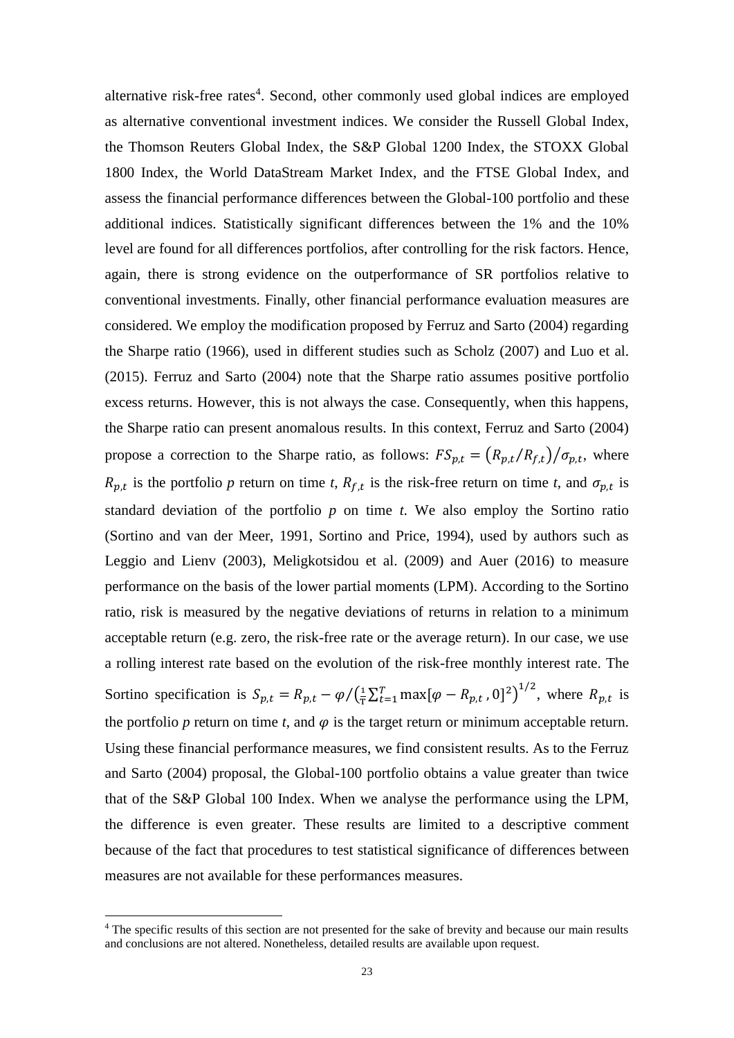alternative risk-free rates[4]. Second, other commonly used global indices are employed as alternative conventional investment indices. We consider the Russell Global Index, the Thomson Reuters Global Index, the S&P Global 1200 Index, the STOXX Global 1800 Index, the World DataStream Market Index, and the FTSE Global Index, and assess the financial performance differences between the Global-100 portfolio and these additional indices. Statistically significant differences between the 1% and the 10% level are found for all differences portfolios, after controlling for the risk factors. Hence, again, there is strong evidence on the outperformance of SR portfolios relative to conventional investments. Finally, other financial performance evaluation measures are considered. We employ the modification proposed by Ferruz and Sarto (2004) regarding the Sharpe ratio (1966), used in different studies such as Scholz (2007) and Luo et al. (2015). Ferruz and Sarto (2004) note that the Sharpe ratio assumes positive portfolio excess returns. However, this is not always the case. Consequently, when this happens, the Sharpe ratio can present anomalous results. In this context, Ferruz and Sarto (2004) propose a correction to the Sharpe ratio, as follows: $FS_{p,t} = \left(R_{p,t}/R_{f,t}\right)/\sigma_{p,t}$, where $R_{p,t}$ is the portfolio *p* return on time *t*, $R_{f,t}$ is the risk-free return on time *t*, and $\sigma_{p,t}$ is standard deviation of the portfolio *p* on time *t*. We also employ the Sortino ratio (Sortino and van der Meer, 1991, Sortino and Price, 1994), used by authors such as Leggio and Lienv (2003), Meligkotsidou et al. (2009) and Auer (2016) to measure performance on the basis of the lower partial moments (LPM). According to the Sortino ratio, risk is measured by the negative deviations of returns in relation to a minimum acceptable return (e.g. zero, the risk-free rate or the average return). In our case, we use a rolling interest rate based on the evolution of the risk-free monthly interest rate. The Sortino specification is $S_{p,t} = R_{p,t} - \varphi/\left(\frac{1}{T}\sum_{t=1}^{T}\max[\varphi - R_{p,t}\,, 0]^2\right)^{1/2}$, where $R_{p,t}$ is the portfolio *p* return on time *t*, and $\varphi$ is the target return or minimum acceptable return. Using these financial performance measures, we find consistent results. As to the Ferruz and Sarto (2004) proposal, the Global-100 portfolio obtains a value greater than twice that of the S&P Global 100 Index. When we analyse the performance using the LPM, the difference is even greater. These results are limited to a descriptive comment because of the fact that procedures to test statistical significance of differences between measures are not available for these performances measures.

[4] The specific results of this section are not presented for the sake of brevity and because our main results and conclusions are not altered. Nonetheless, detailed results are available upon request.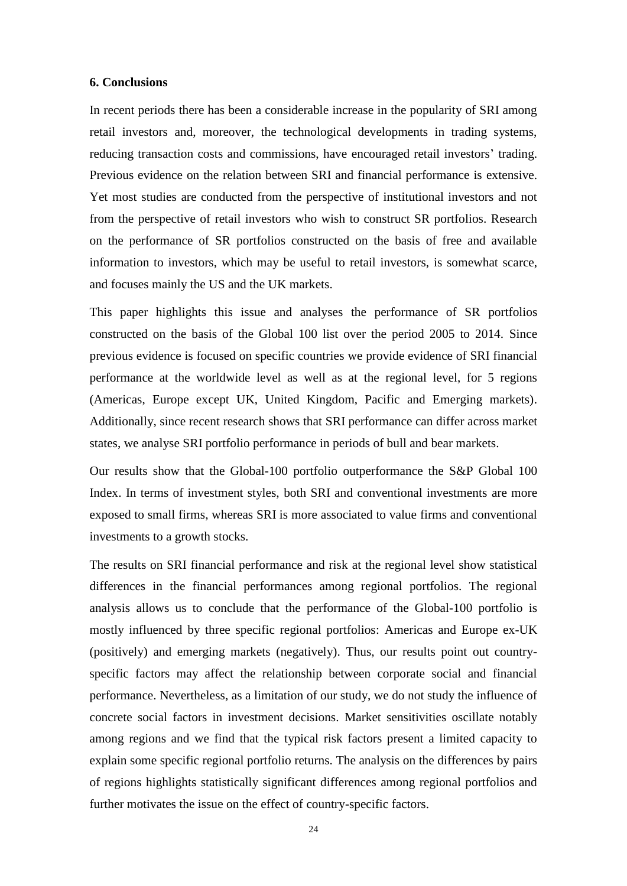## 6. Conclusions

In recent periods there has been a considerable increase in the popularity of SRI among retail investors and, moreover, the technological developments in trading systems, reducing transaction costs and commissions, have encouraged retail investors' trading. Previous evidence on the relation between SRI and financial performance is extensive. Yet most studies are conducted from the perspective of institutional investors and not from the perspective of retail investors who wish to construct SR portfolios. Research on the performance of SR portfolios constructed on the basis of free and available information to investors, which may be useful to retail investors, is somewhat scarce, and focuses mainly the US and the UK markets.

This paper highlights this issue and analyses the performance of SR portfolios constructed on the basis of the Global 100 list over the period 2005 to 2014. Since previous evidence is focused on specific countries we provide evidence of SRI financial performance at the worldwide level as well as at the regional level, for 5 regions (Americas, Europe except UK, United Kingdom, Pacific and Emerging markets). Additionally, since recent research shows that SRI performance can differ across market states, we analyse SRI portfolio performance in periods of bull and bear markets.

Our results show that the Global-100 portfolio outperformance the S&P Global 100 Index. In terms of investment styles, both SRI and conventional investments are more exposed to small firms, whereas SRI is more associated to value firms and conventional investments to a growth stocks.

The results on SRI financial performance and risk at the regional level show statistical differences in the financial performances among regional portfolios. The regional analysis allows us to conclude that the performance of the Global-100 portfolio is mostly influenced by three specific regional portfolios: Americas and Europe ex-UK (positively) and emerging markets (negatively). Thus, our results point out country-specific factors may affect the relationship between corporate social and financial performance. Nevertheless, as a limitation of our study, we do not study the influence of concrete social factors in investment decisions. Market sensitivities oscillate notably among regions and we find that the typical risk factors present a limited capacity to explain some specific regional portfolio returns. The analysis on the differences by pairs of regions highlights statistically significant differences among regional portfolios and further motivates the issue on the effect of country-specific factors.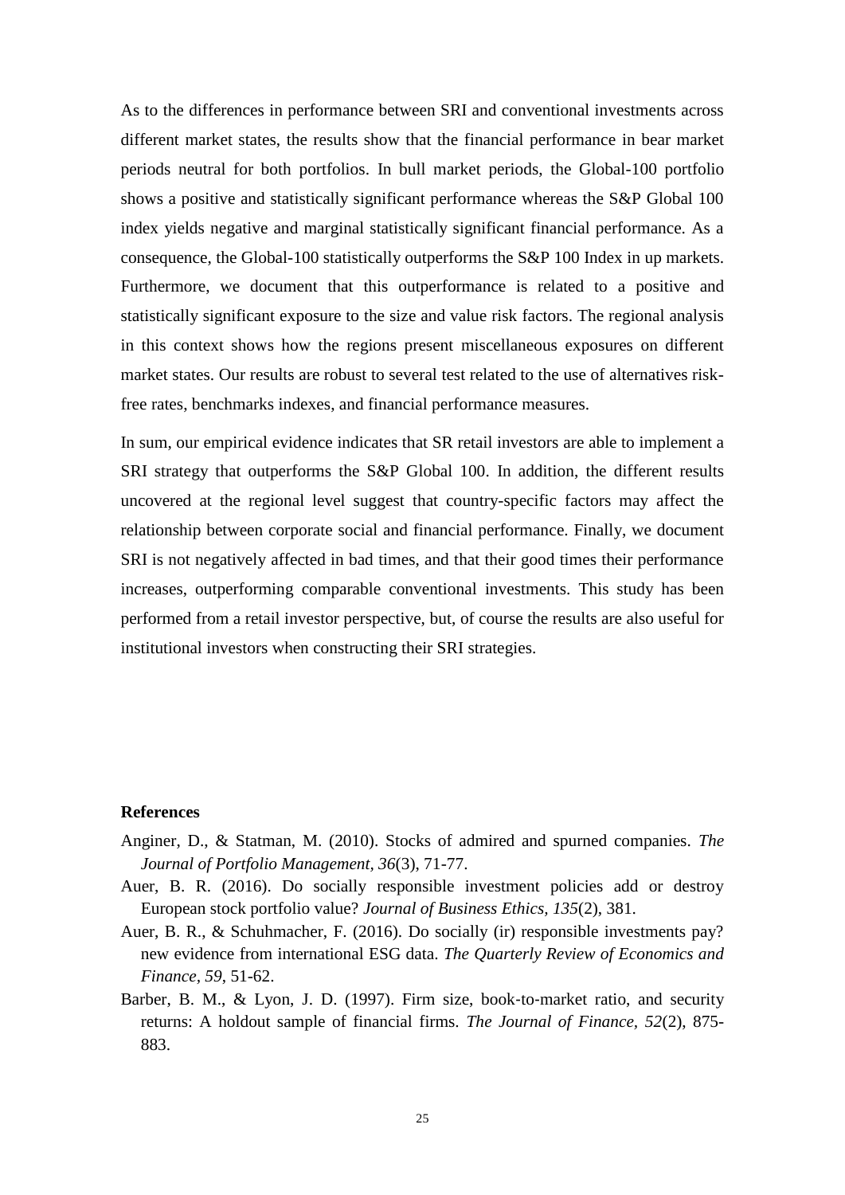As to the differences in performance between SRI and conventional investments across different market states, the results show that the financial performance in bear market periods neutral for both portfolios. In bull market periods, the Global-100 portfolio shows a positive and statistically significant performance whereas the S&P Global 100 index yields negative and marginal statistically significant financial performance. As a consequence, the Global-100 statistically outperforms the S&P 100 Index in up markets. Furthermore, we document that this outperformance is related to a positive and statistically significant exposure to the size and value risk factors. The regional analysis in this context shows how the regions present miscellaneous exposures on different market states. Our results are robust to several test related to the use of alternatives risk-free rates, benchmarks indexes, and financial performance measures.

In sum, our empirical evidence indicates that SR retail investors are able to implement a SRI strategy that outperforms the S&P Global 100. In addition, the different results uncovered at the regional level suggest that country-specific factors may affect the relationship between corporate social and financial performance. Finally, we document SRI is not negatively affected in bad times, and that their good times their performance increases, outperforming comparable conventional investments. This study has been performed from a retail investor perspective, but, of course the results are also useful for institutional investors when constructing their SRI strategies.

**References**

Anginer, D., & Statman, M. (2010). Stocks of admired and spurned companies. *The Journal of Portfolio Management*, *36*(3), 71-77.

Auer, B. R. (2016). Do socially responsible investment policies add or destroy European stock portfolio value? *Journal of Business Ethics*, *135*(2), 381.

Auer, B. R., & Schuhmacher, F. (2016). Do socially (ir) responsible investments pay? new evidence from international ESG data. *The Quarterly Review of Economics and Finance*, *59*, 51-62.

Barber, B. M., & Lyon, J. D. (1997). Firm size, book‐to‐market ratio, and security returns: A holdout sample of financial firms. *The Journal of Finance*, *52*(2), 875-883.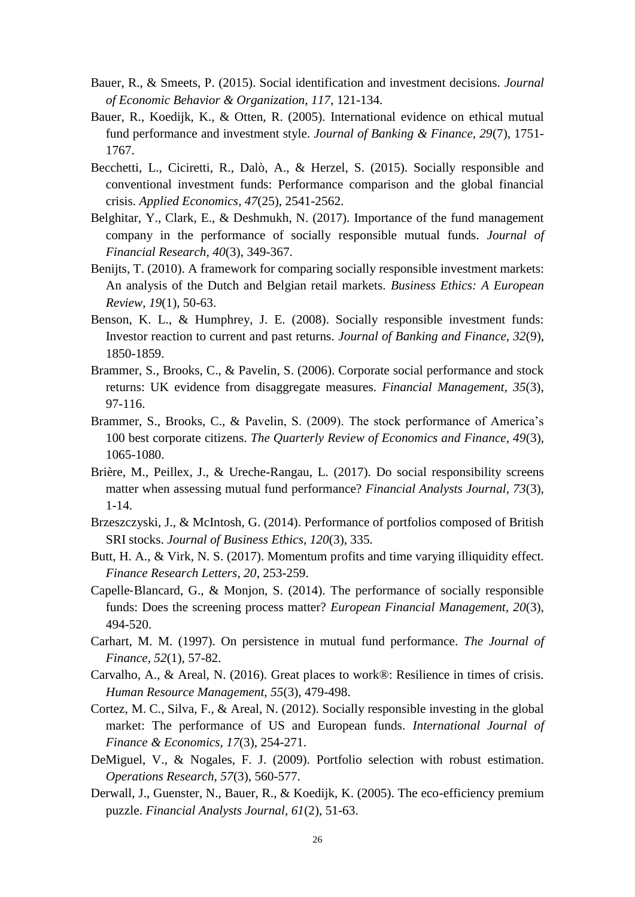Bauer, R., & Smeets, P. (2015). Social identification and investment decisions. *Journal of Economic Behavior & Organization, 117*, 121-134.

Bauer, R., Koedijk, K., & Otten, R. (2005). International evidence on ethical mutual fund performance and investment style. *Journal of Banking & Finance, 29*(7), 1751-1767.

Becchetti, L., Ciciretti, R., Dalò, A., & Herzel, S. (2015). Socially responsible and conventional investment funds: Performance comparison and the global financial crisis. *Applied Economics, 47*(25), 2541-2562.

Belghitar, Y., Clark, E., & Deshmukh, N. (2017). Importance of the fund management company in the performance of socially responsible mutual funds. *Journal of Financial Research, 40*(3), 349-367.

Benijts, T. (2010). A framework for comparing socially responsible investment markets: An analysis of the Dutch and Belgian retail markets. *Business Ethics: A European Review, 19*(1), 50-63.

Benson, K. L., & Humphrey, J. E. (2008). Socially responsible investment funds: Investor reaction to current and past returns. *Journal of Banking and Finance, 32*(9), 1850-1859.

Brammer, S., Brooks, C., & Pavelin, S. (2006). Corporate social performance and stock returns: UK evidence from disaggregate measures. *Financial Management, 35*(3), 97-116.

Brammer, S., Brooks, C., & Pavelin, S. (2009). The stock performance of America's 100 best corporate citizens. *The Quarterly Review of Economics and Finance, 49*(3), 1065-1080.

Brière, M., Peillex, J., & Ureche-Rangau, L. (2017). Do social responsibility screens matter when assessing mutual fund performance? *Financial Analysts Journal, 73*(3), 1-14.

Brzeszczyski, J., & McIntosh, G. (2014). Performance of portfolios composed of British SRI stocks. *Journal of Business Ethics, 120*(3), 335.

Butt, H. A., & Virk, N. S. (2017). Momentum profits and time varying illiquidity effect. *Finance Research Letters, 20*, 253-259.

Capelle-Blancard, G., & Monjon, S. (2014). The performance of socially responsible funds: Does the screening process matter? *European Financial Management, 20*(3), 494-520.

Carhart, M. M. (1997). On persistence in mutual fund performance. *The Journal of Finance, 52*(1), 57-82.

Carvalho, A., & Areal, N. (2016). Great places to work®: Resilience in times of crisis. *Human Resource Management, 55*(3), 479-498.

Cortez, M. C., Silva, F., & Areal, N. (2012). Socially responsible investing in the global market: The performance of US and European funds. *International Journal of Finance & Economics, 17*(3), 254-271.

DeMiguel, V., & Nogales, F. J. (2009). Portfolio selection with robust estimation. *Operations Research, 57*(3), 560-577.

Derwall, J., Guenster, N., Bauer, R., & Koedijk, K. (2005). The eco-efficiency premium puzzle. *Financial Analysts Journal, 61*(2), 51-63.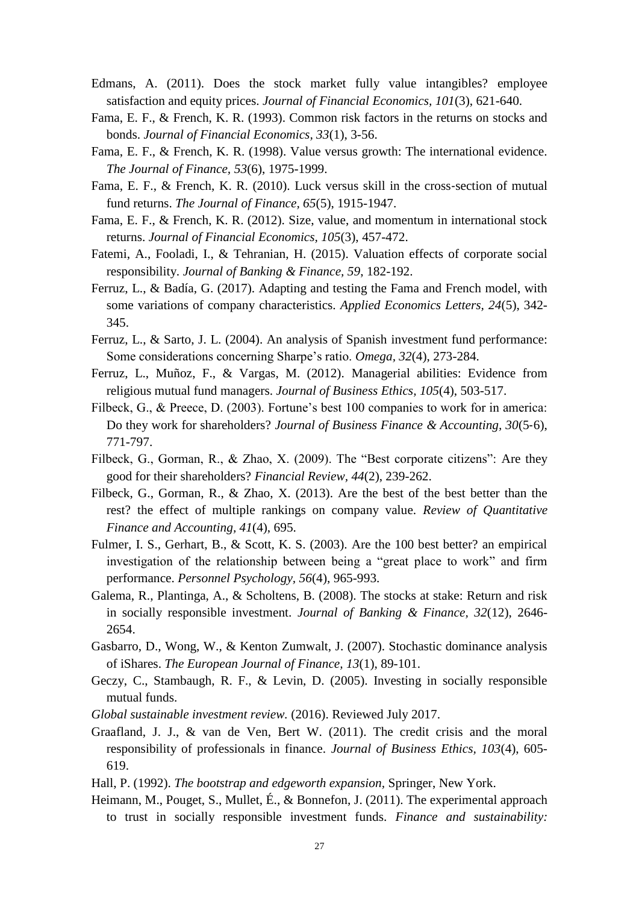Edmans, A. (2011). Does the stock market fully value intangibles? employee satisfaction and equity prices. *Journal of Financial Economics, 101*(3), 621-640.

Fama, E. F., & French, K. R. (1993). Common risk factors in the returns on stocks and bonds. *Journal of Financial Economics, 33*(1), 3-56.

Fama, E. F., & French, K. R. (1998). Value versus growth: The international evidence. *The Journal of Finance, 53*(6), 1975-1999.

Fama, E. F., & French, K. R. (2010). Luck versus skill in the cross-section of mutual fund returns. *The Journal of Finance, 65*(5), 1915-1947.

Fama, E. F., & French, K. R. (2012). Size, value, and momentum in international stock returns. *Journal of Financial Economics, 105*(3), 457-472.

Fatemi, A., Fooladi, I., & Tehranian, H. (2015). Valuation effects of corporate social responsibility. *Journal of Banking & Finance, 59*, 182-192.

Ferruz, L., & Badía, G. (2017). Adapting and testing the Fama and French model, with some variations of company characteristics. *Applied Economics Letters, 24*(5), 342-345.

Ferruz, L., & Sarto, J. L. (2004). An analysis of Spanish investment fund performance: Some considerations concerning Sharpe's ratio. *Omega, 32*(4), 273-284.

Ferruz, L., Muñoz, F., & Vargas, M. (2012). Managerial abilities: Evidence from religious mutual fund managers. *Journal of Business Ethics, 105*(4), 503-517.

Filbeck, G., & Preece, D. (2003). Fortune's best 100 companies to work for in america: Do they work for shareholders? *Journal of Business Finance & Accounting, 30*(5‐6), 771-797.

Filbeck, G., Gorman, R., & Zhao, X. (2009). The "Best corporate citizens": Are they good for their shareholders? *Financial Review, 44*(2), 239-262.

Filbeck, G., Gorman, R., & Zhao, X. (2013). Are the best of the best better than the rest? the effect of multiple rankings on company value. *Review of Quantitative Finance and Accounting, 41*(4), 695.

Fulmer, I. S., Gerhart, B., & Scott, K. S. (2003). Are the 100 best better? an empirical investigation of the relationship between being a "great place to work" and firm performance. *Personnel Psychology, 56*(4), 965-993.

Galema, R., Plantinga, A., & Scholtens, B. (2008). The stocks at stake: Return and risk in socially responsible investment. *Journal of Banking & Finance, 32*(12), 2646-2654.

Gasbarro, D., Wong, W., & Kenton Zumwalt, J. (2007). Stochastic dominance analysis of iShares. *The European Journal of Finance, 13*(1), 89-101.

Geczy, C., Stambaugh, R. F., & Levin, D. (2005). Investing in socially responsible mutual funds.

*Global sustainable investment review.* (2016). Reviewed July 2017.

Graafland, J. J., & van de Ven, Bert W. (2011). The credit crisis and the moral responsibility of professionals in finance. *Journal of Business Ethics, 103*(4), 605-619.

Hall, P. (1992). *The bootstrap and edgeworth expansion*, Springer, New York.

Heimann, M., Pouget, S., Mullet, É., & Bonnefon, J. (2011). The experimental approach to trust in socially responsible investment funds. *Finance and sustainability:*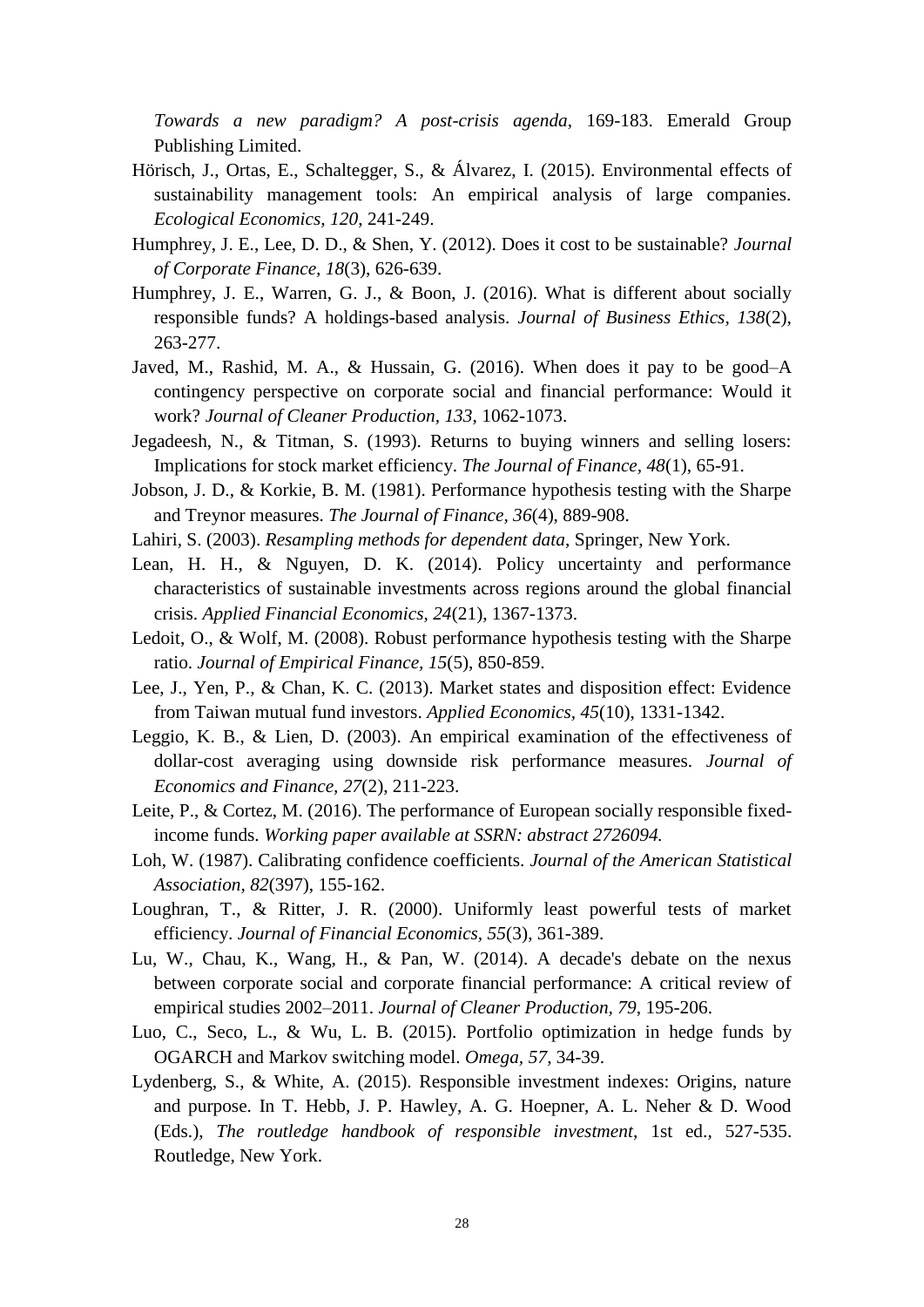*Towards a new paradigm? A post-crisis agenda*, 169-183. Emerald Group Publishing Limited.

Hörisch, J., Ortas, E., Schaltegger, S., & Álvarez, I. (2015). Environmental effects of sustainability management tools: An empirical analysis of large companies. *Ecological Economics, 120*, 241-249.

Humphrey, J. E., Lee, D. D., & Shen, Y. (2012). Does it cost to be sustainable? *Journal of Corporate Finance, 18*(3), 626-639.

Humphrey, J. E., Warren, G. J., & Boon, J. (2016). What is different about socially responsible funds? A holdings-based analysis. *Journal of Business Ethics, 138*(2), 263-277.

Javed, M., Rashid, M. A., & Hussain, G. (2016). When does it pay to be good–A contingency perspective on corporate social and financial performance: Would it work? *Journal of Cleaner Production, 133*, 1062-1073.

Jegadeesh, N., & Titman, S. (1993). Returns to buying winners and selling losers: Implications for stock market efficiency. *The Journal of Finance, 48*(1), 65-91.

Jobson, J. D., & Korkie, B. M. (1981). Performance hypothesis testing with the Sharpe and Treynor measures. *The Journal of Finance, 36*(4), 889-908.

Lahiri, S. (2003). *Resampling methods for dependent data*, Springer, New York.

Lean, H. H., & Nguyen, D. K. (2014). Policy uncertainty and performance characteristics of sustainable investments across regions around the global financial crisis. *Applied Financial Economics, 24*(21), 1367-1373.

Ledoit, O., & Wolf, M. (2008). Robust performance hypothesis testing with the Sharpe ratio. *Journal of Empirical Finance, 15*(5), 850-859.

Lee, J., Yen, P., & Chan, K. C. (2013). Market states and disposition effect: Evidence from Taiwan mutual fund investors. *Applied Economics, 45*(10), 1331-1342.

Leggio, K. B., & Lien, D. (2003). An empirical examination of the effectiveness of dollar-cost averaging using downside risk performance measures. *Journal of Economics and Finance, 27*(2), 211-223.

Leite, P., & Cortez, M. (2016). The performance of European socially responsible fixed-income funds. *Working paper available at SSRN: abstract 2726094.*

Loh, W. (1987). Calibrating confidence coefficients. *Journal of the American Statistical Association, 82*(397), 155-162.

Loughran, T., & Ritter, J. R. (2000). Uniformly least powerful tests of market efficiency. *Journal of Financial Economics, 55*(3), 361-389.

Lu, W., Chau, K., Wang, H., & Pan, W. (2014). A decade's debate on the nexus between corporate social and corporate financial performance: A critical review of empirical studies 2002–2011. *Journal of Cleaner Production, 79*, 195-206.

Luo, C., Seco, L., & Wu, L. B. (2015). Portfolio optimization in hedge funds by OGARCH and Markov switching model. *Omega, 57*, 34-39.

Lydenberg, S., & White, A. (2015). Responsible investment indexes: Origins, nature and purpose. In T. Hebb, J. P. Hawley, A. G. Hoepner, A. L. Neher & D. Wood (Eds.), *The routledge handbook of responsible investment*, 1st ed., 527-535. Routledge, New York.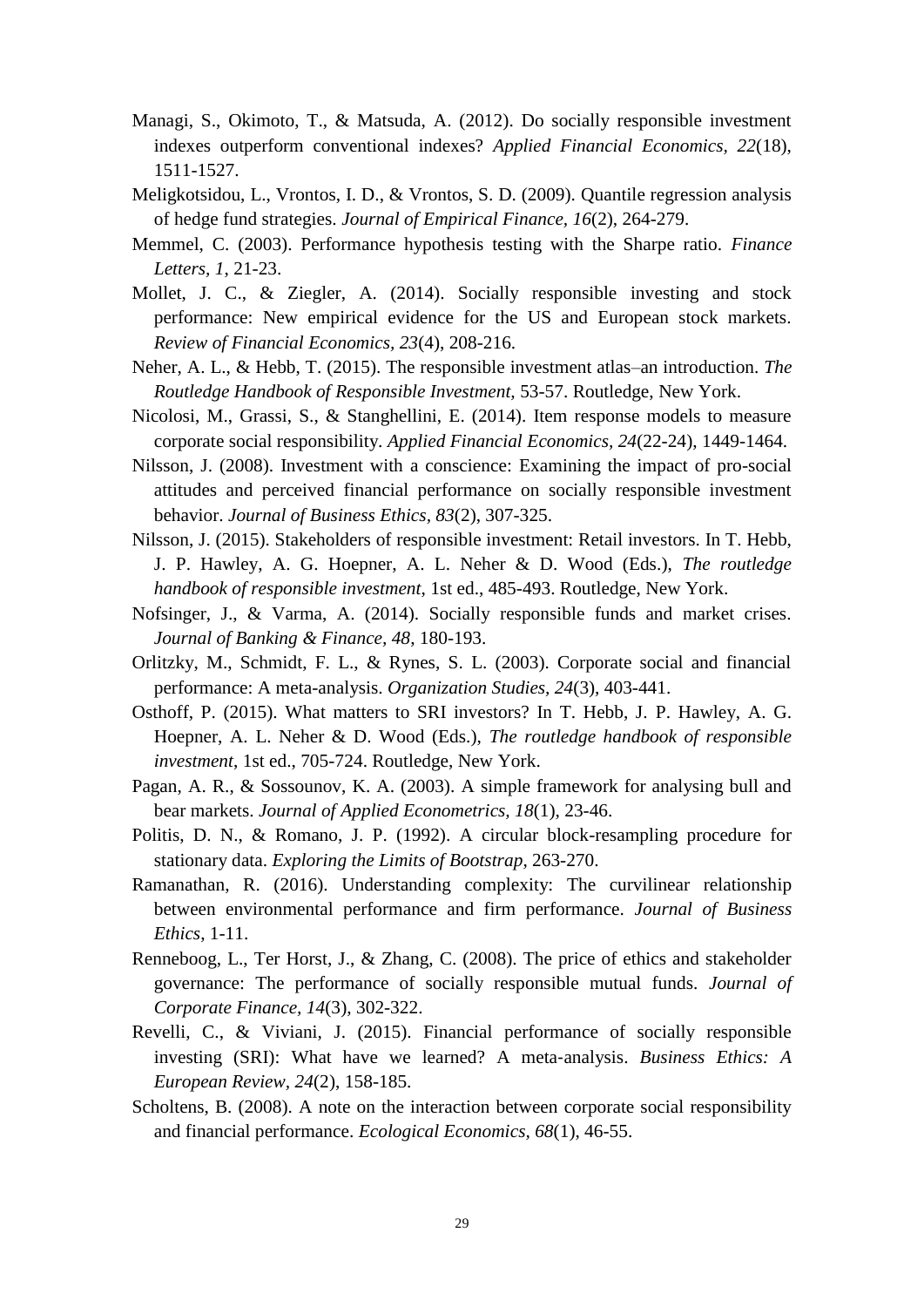Managi, S., Okimoto, T., & Matsuda, A. (2012). Do socially responsible investment indexes outperform conventional indexes? *Applied Financial Economics, 22*(18), 1511-1527.

Meligkotsidou, L., Vrontos, I. D., & Vrontos, S. D. (2009). Quantile regression analysis of hedge fund strategies. *Journal of Empirical Finance, 16*(2), 264-279.

Memmel, C. (2003). Performance hypothesis testing with the Sharpe ratio. *Finance Letters, 1*, 21-23.

Mollet, J. C., & Ziegler, A. (2014). Socially responsible investing and stock performance: New empirical evidence for the US and European stock markets. *Review of Financial Economics, 23*(4), 208-216.

Neher, A. L., & Hebb, T. (2015). The responsible investment atlas–an introduction. *The Routledge Handbook of Responsible Investment*, 53-57. Routledge, New York.

Nicolosi, M., Grassi, S., & Stanghellini, E. (2014). Item response models to measure corporate social responsibility. *Applied Financial Economics, 24*(22-24), 1449-1464.

Nilsson, J. (2008). Investment with a conscience: Examining the impact of pro-social attitudes and perceived financial performance on socially responsible investment behavior. *Journal of Business Ethics, 83*(2), 307-325.

Nilsson, J. (2015). Stakeholders of responsible investment: Retail investors. In T. Hebb, J. P. Hawley, A. G. Hoepner, A. L. Neher & D. Wood (Eds.), *The routledge handbook of responsible investment*, 1st ed., 485-493. Routledge, New York.

Nofsinger, J., & Varma, A. (2014). Socially responsible funds and market crises. *Journal of Banking & Finance, 48*, 180-193.

Orlitzky, M., Schmidt, F. L., & Rynes, S. L. (2003). Corporate social and financial performance: A meta-analysis. *Organization Studies, 24*(3), 403-441.

Osthoff, P. (2015). What matters to SRI investors? In T. Hebb, J. P. Hawley, A. G. Hoepner, A. L. Neher & D. Wood (Eds.), *The routledge handbook of responsible investment*, 1st ed., 705-724. Routledge, New York.

Pagan, A. R., & Sossounov, K. A. (2003). A simple framework for analysing bull and bear markets. *Journal of Applied Econometrics, 18*(1), 23-46.

Politis, D. N., & Romano, J. P. (1992). A circular block-resampling procedure for stationary data. *Exploring the Limits of Bootstrap*, 263-270.

Ramanathan, R. (2016). Understanding complexity: The curvilinear relationship between environmental performance and firm performance. *Journal of Business Ethics*, 1-11.

Renneboog, L., Ter Horst, J., & Zhang, C. (2008). The price of ethics and stakeholder governance: The performance of socially responsible mutual funds. *Journal of Corporate Finance, 14*(3), 302-322.

Revelli, C., & Viviani, J. (2015). Financial performance of socially responsible investing (SRI): What have we learned? A meta-analysis. *Business Ethics: A European Review, 24*(2), 158-185.

Scholtens, B. (2008). A note on the interaction between corporate social responsibility and financial performance. *Ecological Economics, 68*(1), 46-55.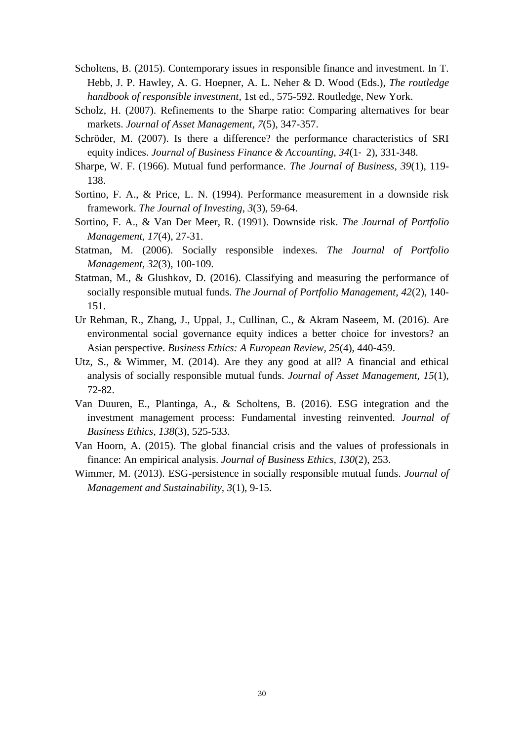Scholtens, B. (2015). Contemporary issues in responsible finance and investment. In T. Hebb, J. P. Hawley, A. G. Hoepner, A. L. Neher & D. Wood (Eds.), *The routledge handbook of responsible investment*, 1st ed., 575-592. Routledge, New York.

Scholz, H. (2007). Refinements to the Sharpe ratio: Comparing alternatives for bear markets. *Journal of Asset Management, 7*(5), 347-357.

Schröder, M. (2007). Is there a difference? the performance characteristics of SRI equity indices. *Journal of Business Finance & Accounting, 34*(1‐ 2), 331-348.

Sharpe, W. F. (1966). Mutual fund performance. *The Journal of Business, 39*(1), 119-138.

Sortino, F. A., & Price, L. N. (1994). Performance measurement in a downside risk framework. *The Journal of Investing, 3*(3), 59-64.

Sortino, F. A., & Van Der Meer, R. (1991). Downside risk. *The Journal of Portfolio Management, 17*(4), 27-31.

Statman, M. (2006). Socially responsible indexes. *The Journal of Portfolio Management, 32*(3), 100-109.

Statman, M., & Glushkov, D. (2016). Classifying and measuring the performance of socially responsible mutual funds. *The Journal of Portfolio Management, 42*(2), 140-151.

Ur Rehman, R., Zhang, J., Uppal, J., Cullinan, C., & Akram Naseem, M. (2016). Are environmental social governance equity indices a better choice for investors? an Asian perspective. *Business Ethics: A European Review, 25*(4), 440-459.

Utz, S., & Wimmer, M. (2014). Are they any good at all? A financial and ethical analysis of socially responsible mutual funds. *Journal of Asset Management, 15*(1), 72-82.

Van Duuren, E., Plantinga, A., & Scholtens, B. (2016). ESG integration and the investment management process: Fundamental investing reinvented. *Journal of Business Ethics, 138*(3), 525-533.

Van Hoorn, A. (2015). The global financial crisis and the values of professionals in finance: An empirical analysis. *Journal of Business Ethics, 130*(2), 253.

Wimmer, M. (2013). ESG-persistence in socially responsible mutual funds. *Journal of Management and Sustainability, 3*(1), 9-15.